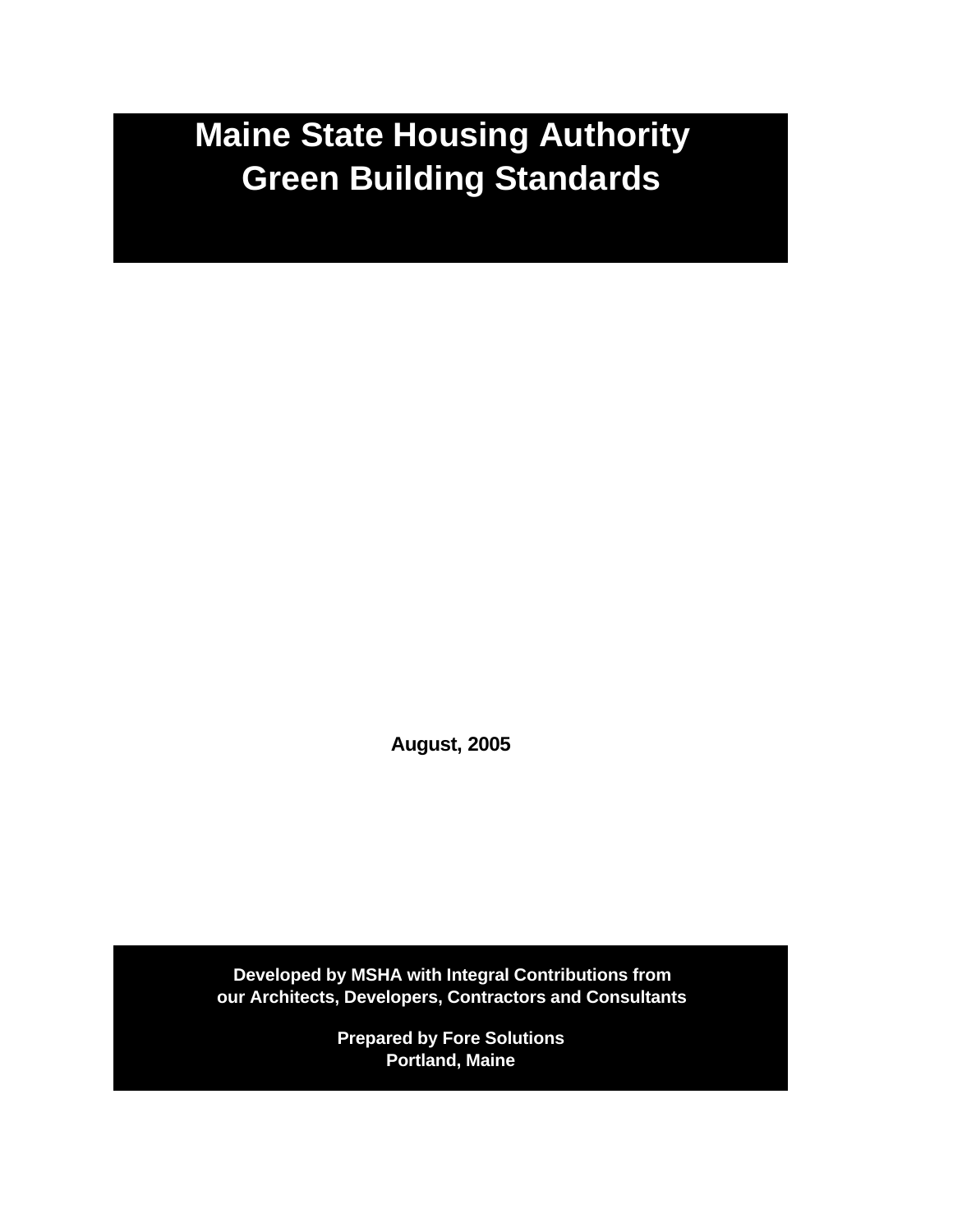# Maine State Housing Authority Green Building Standards

**August, 2005**

**Developed by MSHA with Integral Contributions from our Architects, Developers, Contractors and Consultants**

**Prepared by Fore Solutions**
**Portland, Maine**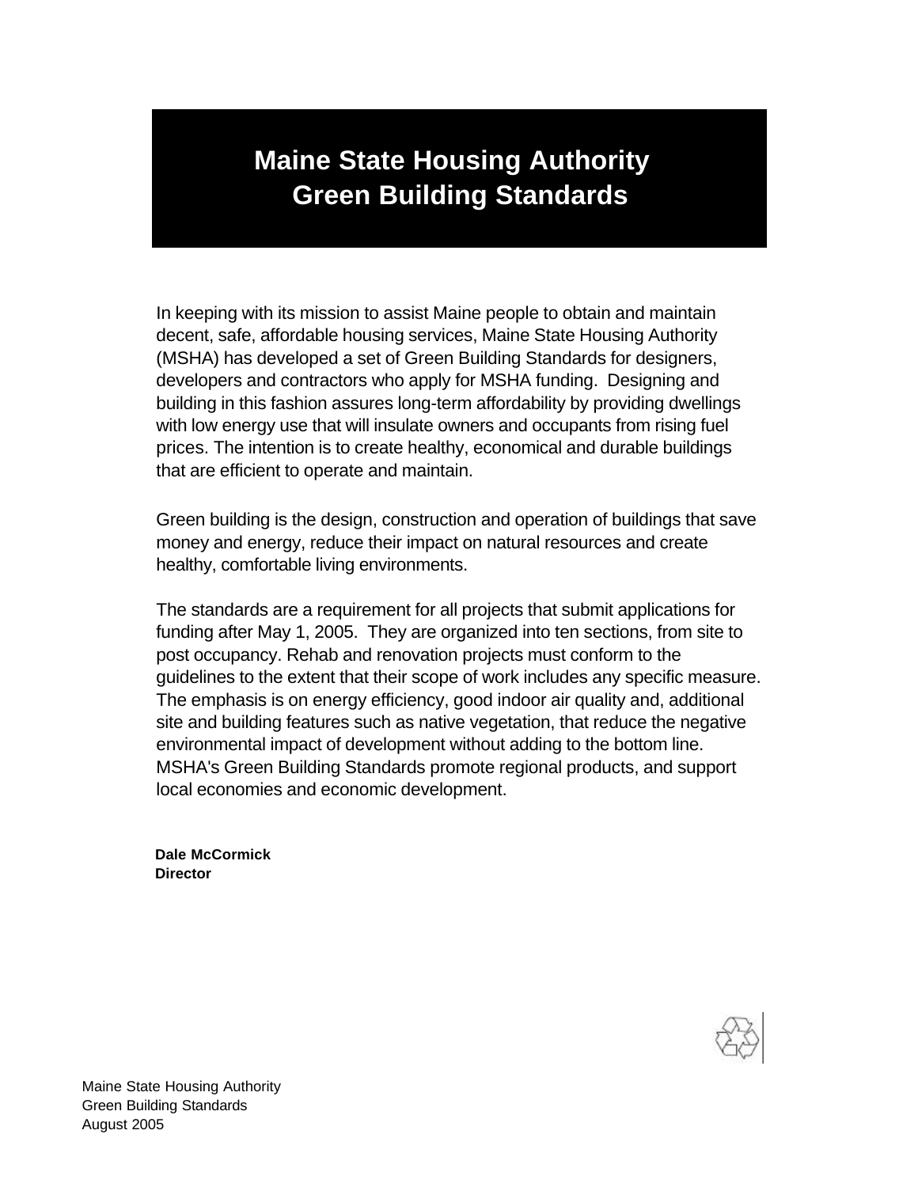# Maine State Housing Authority Green Building Standards

In keeping with its mission to assist Maine people to obtain and maintain decent, safe, affordable housing services, Maine State Housing Authority (MSHA) has developed a set of Green Building Standards for designers, developers and contractors who apply for MSHA funding. Designing and building in this fashion assures long-term affordability by providing dwellings with low energy use that will insulate owners and occupants from rising fuel prices. The intention is to create healthy, economical and durable buildings that are efficient to operate and maintain.

Green building is the design, construction and operation of buildings that save money and energy, reduce their impact on natural resources and create healthy, comfortable living environments.

The standards are a requirement for all projects that submit applications for funding after May 1, 2005. They are organized into ten sections, from site to post occupancy. Rehab and renovation projects must conform to the guidelines to the extent that their scope of work includes any specific measure. The emphasis is on energy efficiency, good indoor air quality and, additional site and building features such as native vegetation, that reduce the negative environmental impact of development without adding to the bottom line. MSHA's Green Building Standards promote regional products, and support local economies and economic development.

**Dale McCormick**
**Director**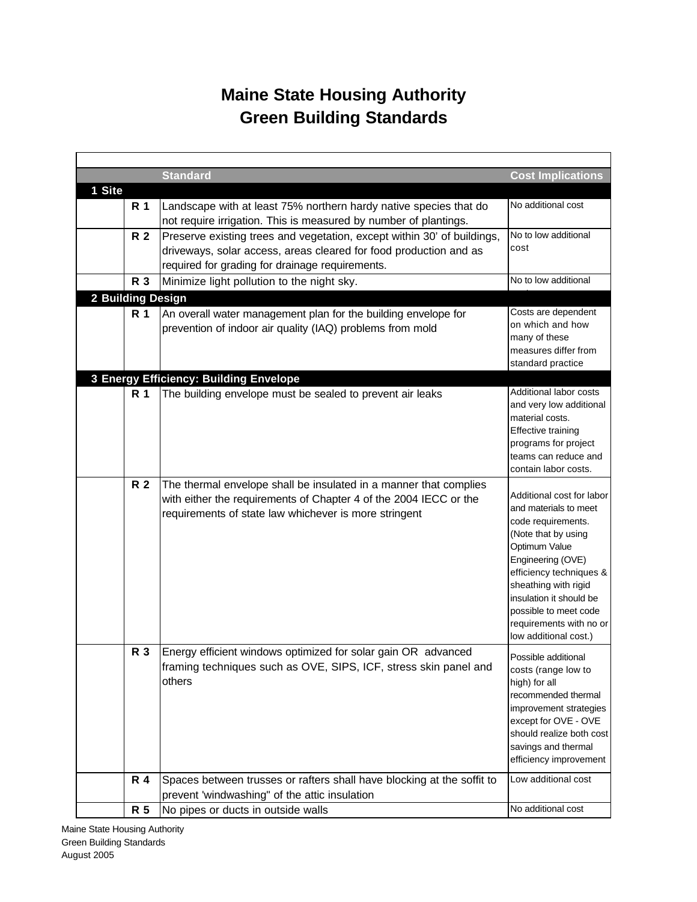# Maine State Housing Authority
# Green Building Standards

| | | Standard | Cost Implications |
|---|---|---|---|
| **1 Site** | | | |
| | **R 1** | Landscape with at least 75% northern hardy native species that do not require irrigation. This is measured by number of plantings. | No additional cost |
| | **R 2** | Preserve existing trees and vegetation, except within 30' of buildings, driveways, solar access, areas cleared for food production and as required for grading for drainage requirements. | No to low additional cost |
| | **R 3** | Minimize light pollution to the night sky. | No to low additional |
| **2 Building Design** | | | |
| | **R 1** | An overall water management plan for the building envelope for prevention of indoor air quality (IAQ) problems from mold | Costs are dependent on which and how many of these measures differ from standard practice |
| **3 Energy Efficiency: Building Envelope** | | | |
| | **R 1** | The building envelope must be sealed to prevent air leaks | Additional labor costs and very low additional material costs. Effective training programs for project teams can reduce and contain labor costs. |
| | **R 2** | The thermal envelope shall be insulated in a manner that complies with either the requirements of Chapter 4 of the 2004 IECC or the requirements of state law whichever is more stringent | Additional cost for labor and materials to meet code requirements. (Note that by using Optimum Value Engineering (OVE) efficiency techniques & sheathing with rigid insulation it should be possible to meet code requirements with no or low additional cost.) |
| | **R 3** | Energy efficient windows optimized for solar gain OR advanced framing techniques such as OVE, SIPS, ICF, stress skin panel and others | Possible additional costs (range low to high) for all recommended thermal improvement strategies except for OVE - OVE should realize both cost savings and thermal efficiency improvement |
| | **R 4** | Spaces between trusses or rafters shall have blocking at the soffit to prevent 'windwashing" of the attic insulation | Low additional cost |
| | **R 5** | No pipes or ducts in outside walls | No additional cost |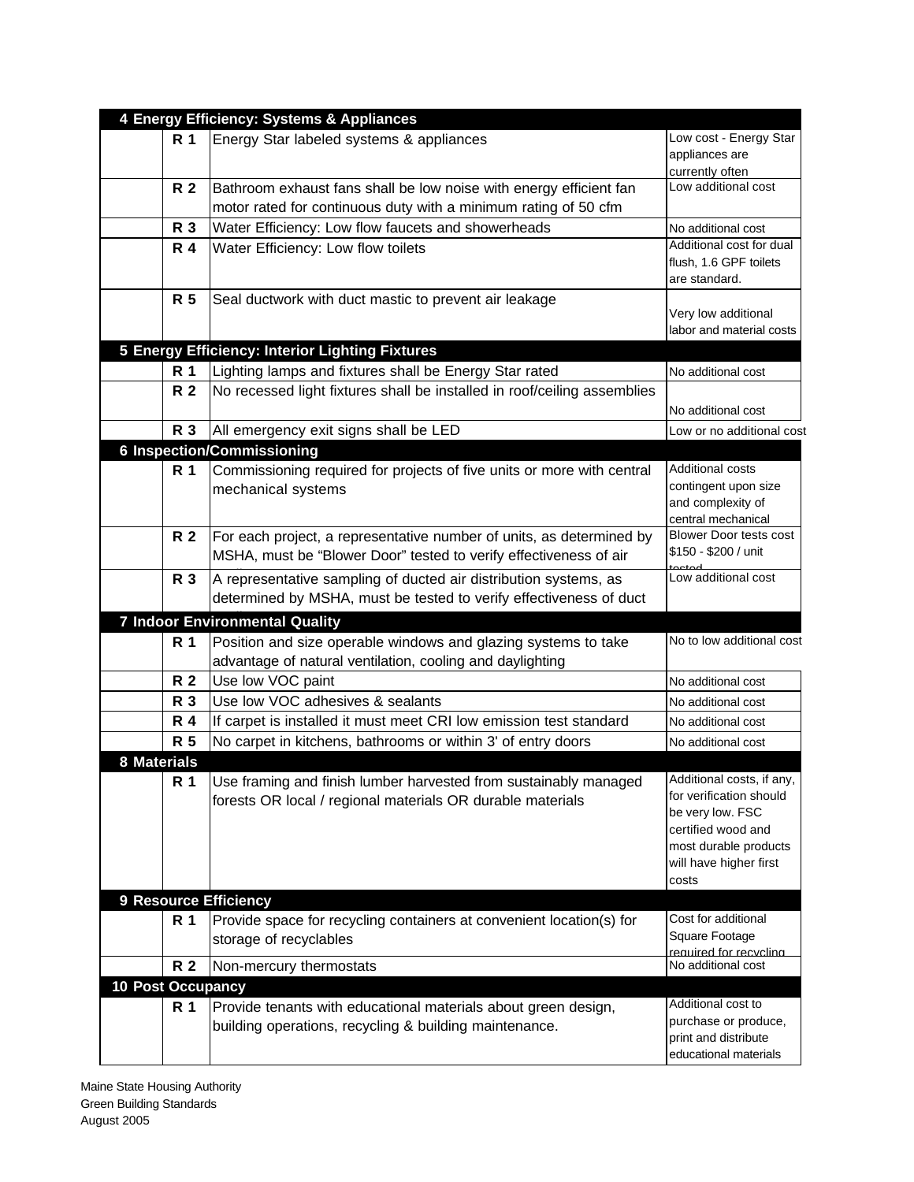| | | | |
|---|---|---|---|
| **4 Energy Efficiency: Systems & Appliances** | | | |
| | **R 1** | Energy Star labeled systems & appliances | Low cost - Energy Star appliances are currently often |
| | **R 2** | Bathroom exhaust fans shall be low noise with energy efficient fan motor rated for continuous duty with a minimum rating of 50 cfm | Low additional cost |
| | **R 3** | Water Efficiency: Low flow faucets and showerheads | No additional cost |
| | **R 4** | Water Efficiency: Low flow toilets | Additional cost for dual flush, 1.6 GPF toilets are standard. |
| | **R 5** | Seal ductwork with duct mastic to prevent air leakage | Very low additional labor and material costs |
| **5 Energy Efficiency: Interior Lighting Fixtures** | | | |
| | **R 1** | Lighting lamps and fixtures shall be Energy Star rated | No additional cost |
| | **R 2** | No recessed light fixtures shall be installed in roof/ceiling assemblies | No additional cost |
| | **R 3** | All emergency exit signs shall be LED | Low or no additional cost |
| **6 Inspection/Commissioning** | | | |
| | **R 1** | Commissioning required for projects of five units or more with central mechanical systems | Additional costs contingent upon size and complexity of central mechanical |
| | **R 2** | For each project, a representative number of units, as determined by MSHA, must be "Blower Door" tested to verify effectiveness of air | Blower Door tests cost $150 - $200 / unit tested |
| | **R 3** | A representative sampling of ducted air distribution systems, as determined by MSHA, must be tested to verify effectiveness of duct | Low additional cost |
| **7 Indoor Environmental Quality** | | | |
| | **R 1** | Position and size operable windows and glazing systems to take advantage of natural ventilation, cooling and daylighting | No to low additional cost |
| | **R 2** | Use low VOC paint | No additional cost |
| | **R 3** | Use low VOC adhesives & sealants | No additional cost |
| | **R 4** | If carpet is installed it must meet CRI low emission test standard | No additional cost |
| | **R 5** | No carpet in kitchens, bathrooms or within 3' of entry doors | No additional cost |
| **8 Materials** | | | |
| | **R 1** | Use framing and finish lumber harvested from sustainably managed forests OR local / regional materials OR durable materials | Additional costs, if any, for verification should be very low. FSC certified wood and most durable products will have higher first costs |
| **9 Resource Efficiency** | | | |
| | **R 1** | Provide space for recycling containers at convenient location(s) for storage of recyclables | Cost for additional Square Footage required for recycling |
| | **R 2** | Non-mercury thermostats | No additional cost |
| **10 Post Occupancy** | | | |
| | **R 1** | Provide tenants with educational materials about green design, building operations, recycling & building maintenance. | Additional cost to purchase or produce, print and distribute educational materials |

Maine State Housing Authority
Green Building Standards
August 2005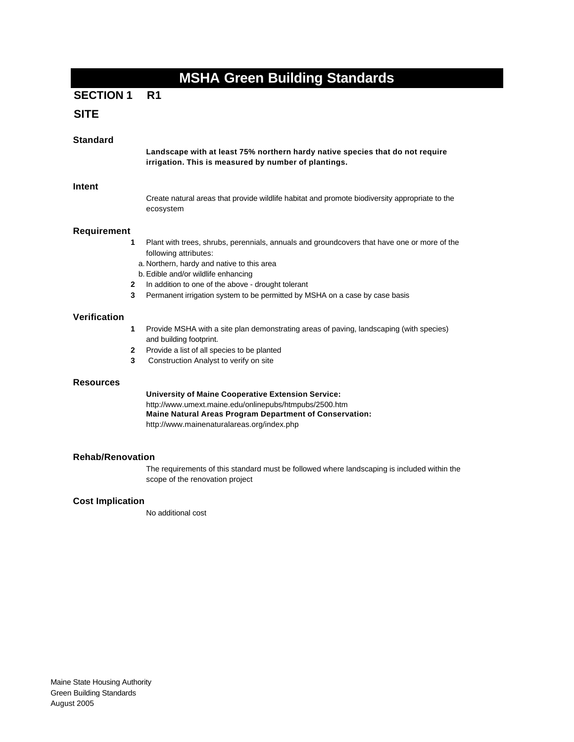# MSHA Green Building Standards

## SECTION 1 R1

## SITE

### Standard

**Landscape with at least 75% northern hardy native species that do not require irrigation. This is measured by number of plantings.**

### Intent

Create natural areas that provide wildlife habitat and promote biodiversity appropriate to the ecosystem

### Requirement

1. Plant with trees, shrubs, perennials, annuals and groundcovers that have one or more of the following attributes:
   a. Northern, hardy and native to this area
   b. Edible and/or wildlife enhancing
2. In addition to one of the above - drought tolerant
3. Permanent irrigation system to be permitted by MSHA on a case by case basis

### Verification

1. Provide MSHA with a site plan demonstrating areas of paving, landscaping (with species) and building footprint.
2. Provide a list of all species to be planted
3. Construction Analyst to verify on site

### Resources

**University of Maine Cooperative Extension Service:**
http://www.umext.maine.edu/onlinepubs/htmpubs/2500.htm
**Maine Natural Areas Program Department of Conservation:**
http://www.mainenaturalareas.org/index.php

### Rehab/Renovation

The requirements of this standard must be followed where landscaping is included within the scope of the renovation project

### Cost Implication

No additional cost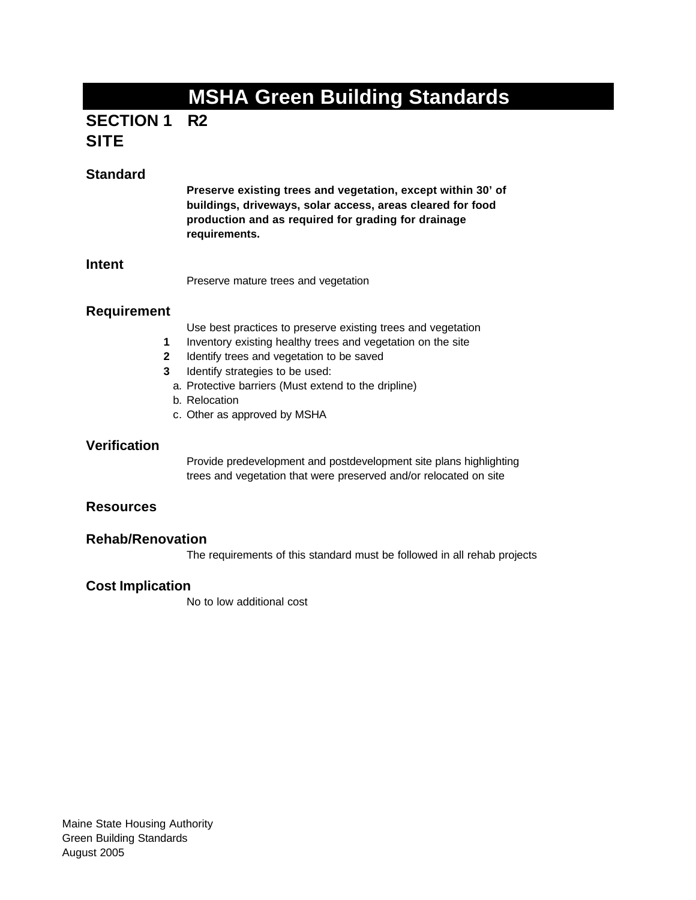# MSHA Green Building Standards

## SECTION 1 R2
## SITE

### Standard

**Preserve existing trees and vegetation, except within 30' of buildings, driveways, solar access, areas cleared for food production and as required for grading for drainage requirements.**

### Intent

Preserve mature trees and vegetation

### Requirement

Use best practices to preserve existing trees and vegetation

1. Inventory existing healthy trees and vegetation on the site
2. Identify trees and vegetation to be saved
3. Identify strategies to be used:
   a. Protective barriers (Must extend to the dripline)
   b. Relocation
   c. Other as approved by MSHA

### Verification

Provide predevelopment and postdevelopment site plans highlighting trees and vegetation that were preserved and/or relocated on site

### Resources

### Rehab/Renovation

The requirements of this standard must be followed in all rehab projects

### Cost Implication

No to low additional cost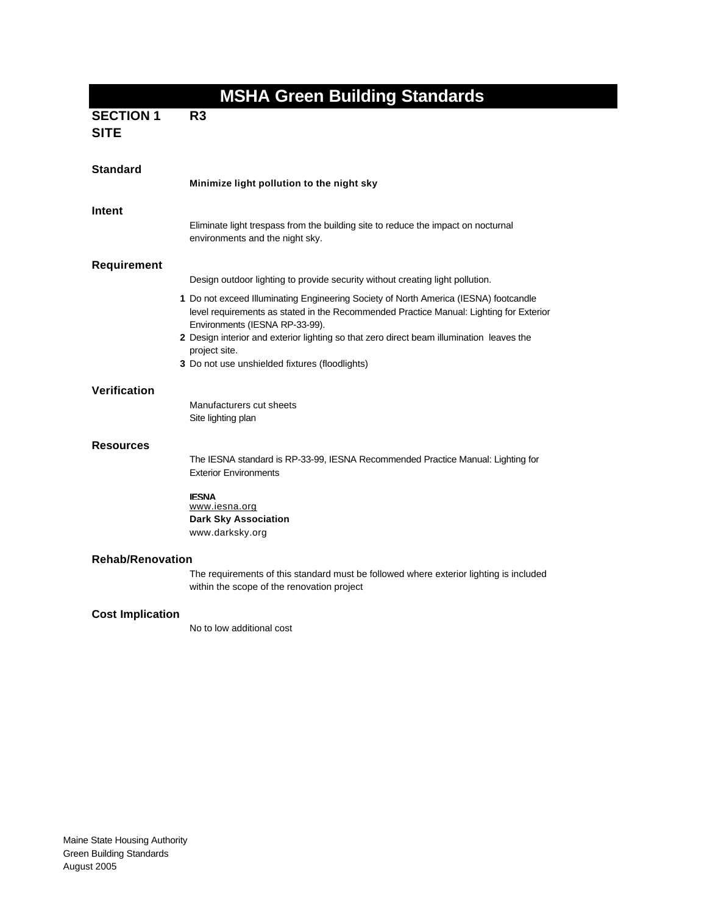# MSHA Green Building Standards

**SECTION 1 SITE** **R3**

## Standard

**Minimize light pollution to the night sky**

## Intent

Eliminate light trespass from the building site to reduce the impact on nocturnal environments and the night sky.

## Requirement

Design outdoor lighting to provide security without creating light pollution.

1. Do not exceed Illuminating Engineering Society of North America (IESNA) footcandle level requirements as stated in the Recommended Practice Manual: Lighting for Exterior Environments (IESNA RP-33-99).
2. Design interior and exterior lighting so that zero direct beam illumination leaves the project site.
3. Do not use unshielded fixtures (floodlights)

## Verification

Manufacturers cut sheets
Site lighting plan

## Resources

The IESNA standard is RP-33-99, IESNA Recommended Practice Manual: Lighting for Exterior Environments

**IESNA**
www.iesna.org
**Dark Sky Association**
www.darksky.org

## Rehab/Renovation

The requirements of this standard must be followed where exterior lighting is included within the scope of the renovation project

## Cost Implication

No to low additional cost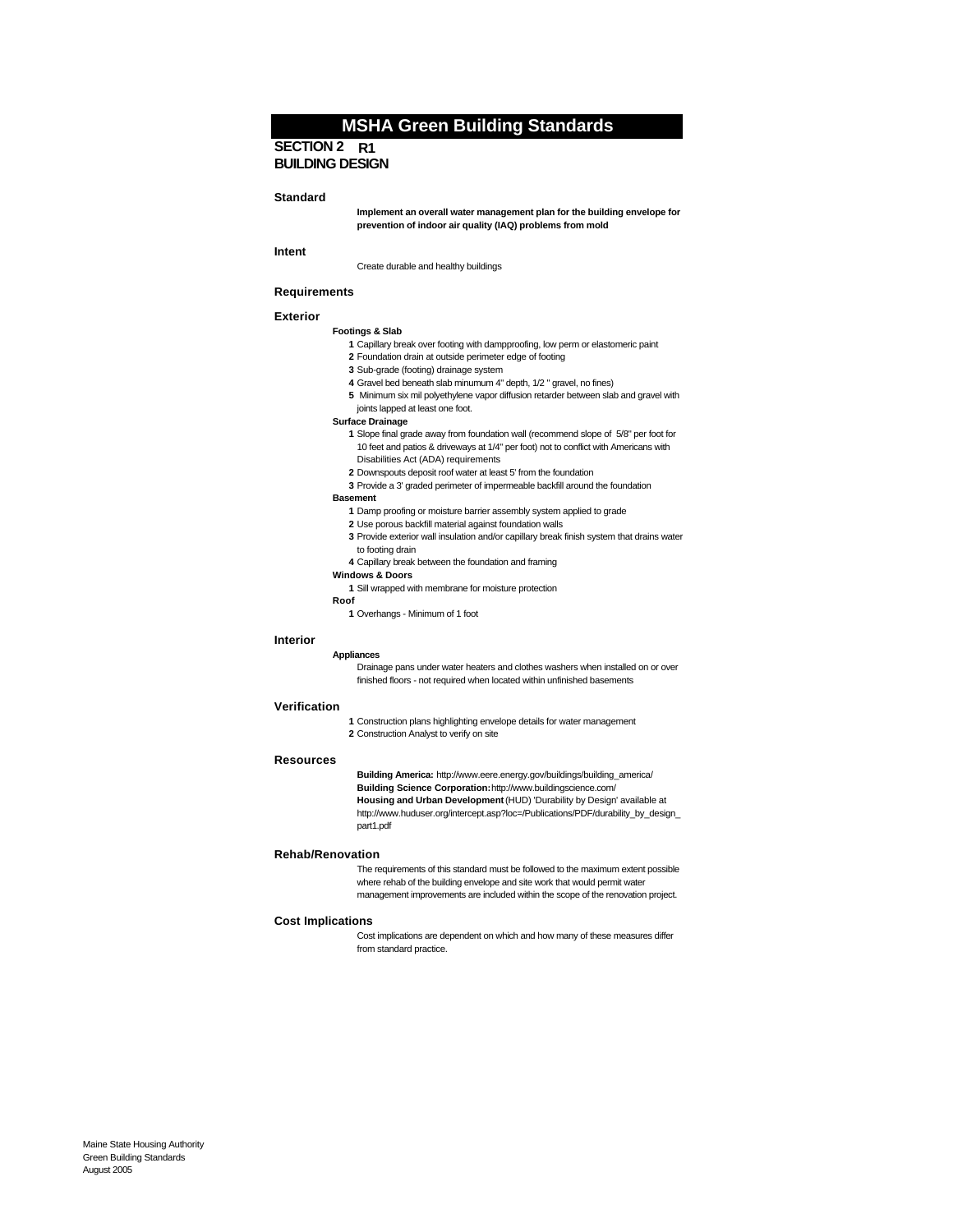# MSHA Green Building Standards

## SECTION 2 R1
## BUILDING DESIGN

### Standard

**Implement an overall water management plan for the building envelope for prevention of indoor air quality (IAQ) problems from mold**

### Intent

Create durable and healthy buildings

### Requirements

### Exterior

**Footings & Slab**

1. Capillary break over footing with dampproofing, low perm or elastomeric paint
2. Foundation drain at outside perimeter edge of footing
3. Sub-grade (footing) drainage system
4. Gravel bed beneath slab minumum 4" depth, 1/2 " gravel, no fines)
5. Minimum six mil polyethylene vapor diffusion retarder between slab and gravel with joints lapped at least one foot.

**Surface Drainage**

1. Slope final grade away from foundation wall (recommend slope of 5/8" per foot for 10 feet and patios & driveways at 1/4" per foot) not to conflict with Americans with Disabilities Act (ADA) requirements
2. Downspouts deposit roof water at least 5' from the foundation
3. Provide a 3' graded perimeter of impermeable backfill around the foundation

**Basement**

1. Damp proofing or moisture barrier assembly system applied to grade
2. Use porous backfill material against foundation walls
3. Provide exterior wall insulation and/or capillary break finish system that drains water to footing drain
4. Capillary break between the foundation and framing

**Windows & Doors**

1. Sill wrapped with membrane for moisture protection

**Roof**

1. Overhangs - Minimum of 1 foot

### Interior

**Appliances**

Drainage pans under water heaters and clothes washers when installed on or over finished floors - not required when located within unfinished basements

### Verification

1. Construction plans highlighting envelope details for water management
2. Construction Analyst to verify on site

### Resources

**Building America:** http://www.eere.energy.gov/buildings/building_america/
**Building Science Corporation:** http://www.buildingscience.com/
**Housing and Urban Development** (HUD) 'Durability by Design' available at http://www.huduser.org/intercept.asp?loc=/Publications/PDF/durability_by_design_part1.pdf

### Rehab/Renovation

The requirements of this standard must be followed to the maximum extent possible where rehab of the building envelope and site work that would permit water management improvements are included within the scope of the renovation project.

### Cost Implications

Cost implications are dependent on which and how many of these measures differ from standard practice.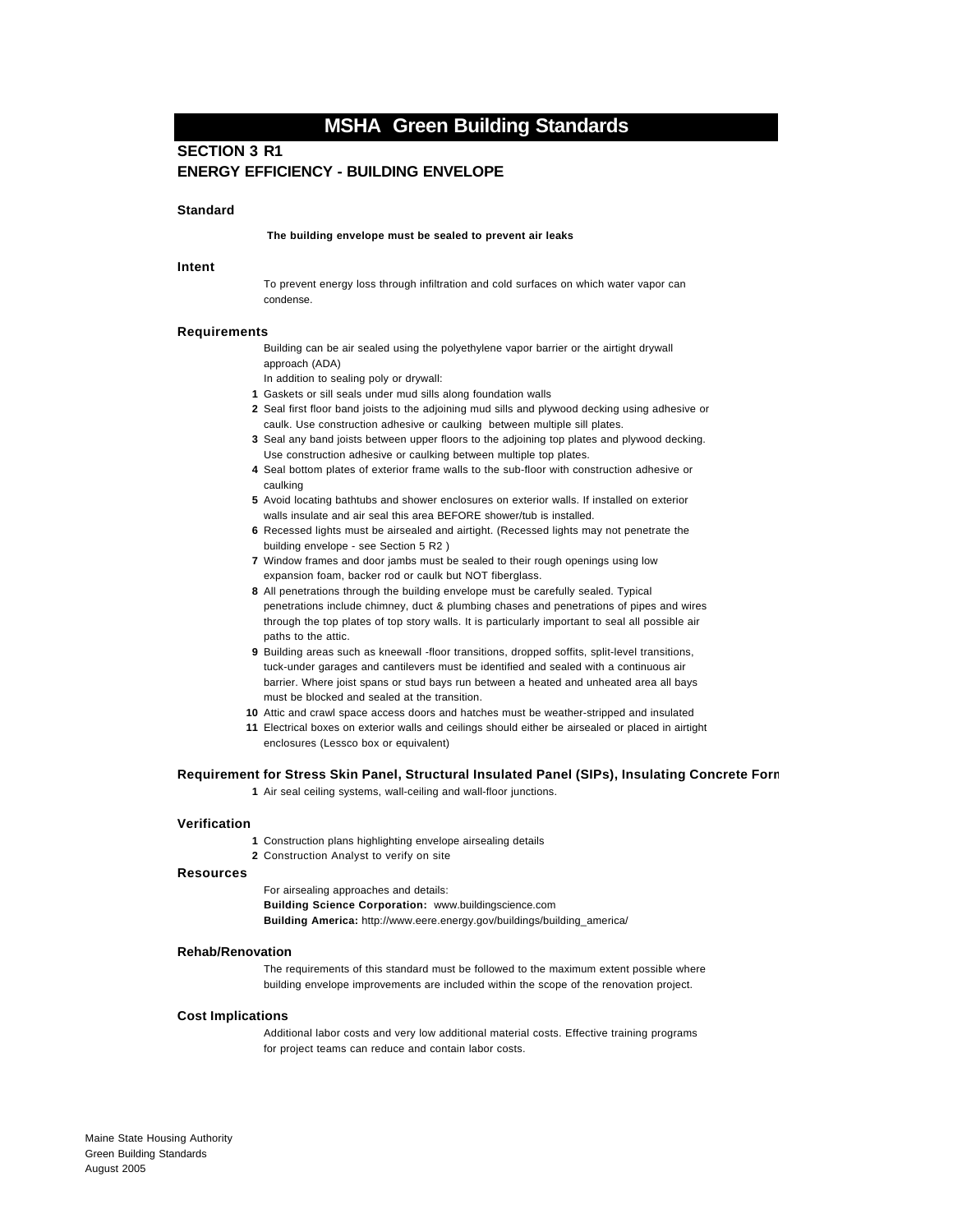# MSHA Green Building Standards

## SECTION 3 R1

## ENERGY EFFICIENCY - BUILDING ENVELOPE

### Standard

**The building envelope must be sealed to prevent air leaks**

### Intent

To prevent energy loss through infiltration and cold surfaces on which water vapor can condense.

### Requirements

Building can be air sealed using the polyethylene vapor barrier or the airtight drywall approach (ADA)

In addition to sealing poly or drywall:

1. Gaskets or sill seals under mud sills along foundation walls
2. Seal first floor band joists to the adjoining mud sills and plywood decking using adhesive or caulk. Use construction adhesive or caulking between multiple sill plates.
3. Seal any band joists between upper floors to the adjoining top plates and plywood decking. Use construction adhesive or caulking between multiple top plates.
4. Seal bottom plates of exterior frame walls to the sub-floor with construction adhesive or caulking
5. Avoid locating bathtubs and shower enclosures on exterior walls. If installed on exterior walls insulate and air seal this area BEFORE shower/tub is installed.
6. Recessed lights must be airsealed and airtight. (Recessed lights may not penetrate the building envelope - see Section 5 R2 )
7. Window frames and door jambs must be sealed to their rough openings using low expansion foam, backer rod or caulk but NOT fiberglass.
8. All penetrations through the building envelope must be carefully sealed. Typical penetrations include chimney, duct & plumbing chases and penetrations of pipes and wires through the top plates of top story walls. It is particularly important to seal all possible air paths to the attic.
9. Building areas such as kneewall -floor transitions, dropped soffits, split-level transitions, tuck-under garages and cantilevers must be identified and sealed with a continuous air barrier. Where joist spans or stud bays run between a heated and unheated area all bays must be blocked and sealed at the transition.
10. Attic and crawl space access doors and hatches must be weather-stripped and insulated
11. Electrical boxes on exterior walls and ceilings should either be airsealed or placed in airtight enclosures (Lessco box or equivalent)

### Requirement for Stress Skin Panel, Structural Insulated Panel (SIPs), Insulating Concrete Form

1. Air seal ceiling systems, wall-ceiling and wall-floor junctions.

### Verification

1. Construction plans highlighting envelope airsealing details
2. Construction Analyst to verify on site

### Resources

For airsealing approaches and details:

**Building Science Corporation:** www.buildingscience.com

**Building America:** http://www.eere.energy.gov/buildings/building_america/

### Rehab/Renovation

The requirements of this standard must be followed to the maximum extent possible where building envelope improvements are included within the scope of the renovation project.

### Cost Implications

Additional labor costs and very low additional material costs. Effective training programs for project teams can reduce and contain labor costs.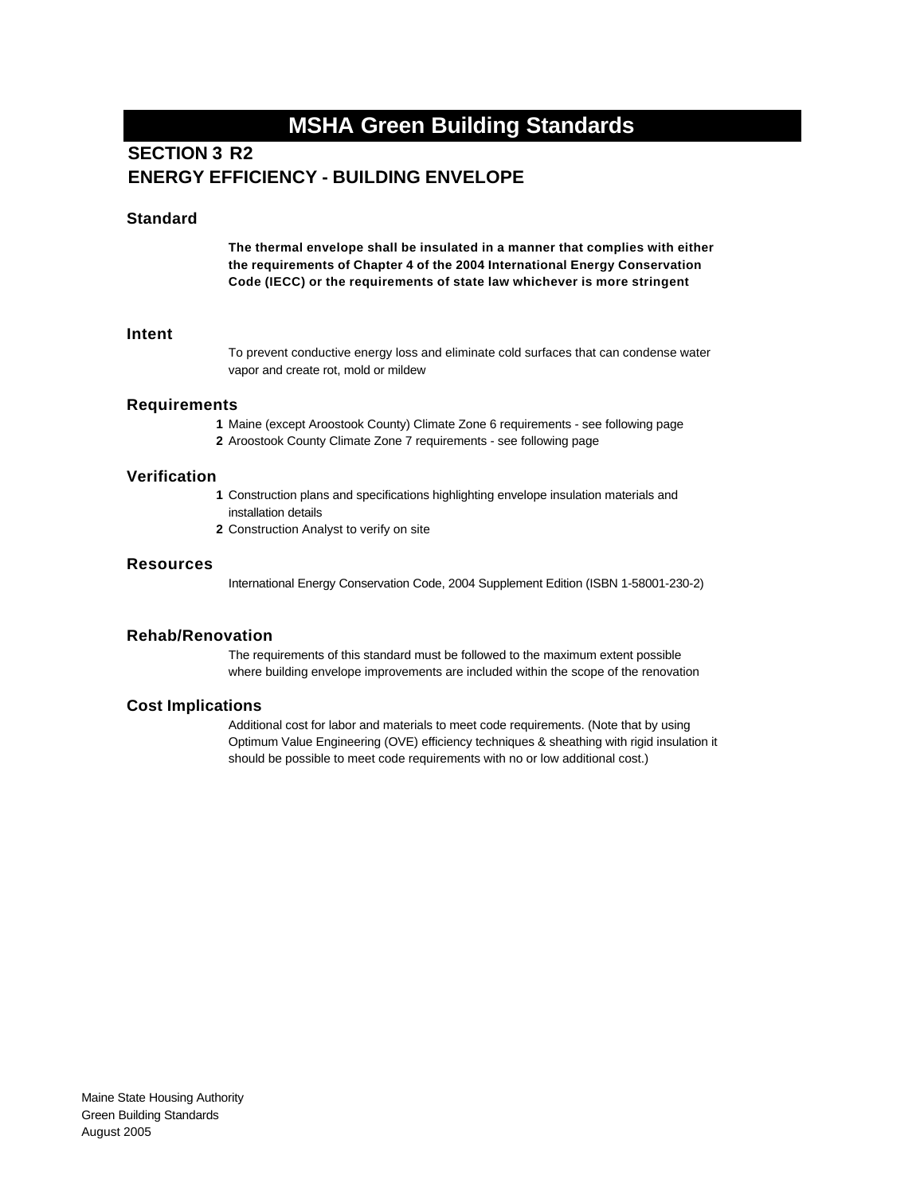# MSHA Green Building Standards

## SECTION 3 R2
## ENERGY EFFICIENCY - BUILDING ENVELOPE

### Standard

**The thermal envelope shall be insulated in a manner that complies with either the requirements of Chapter 4 of the 2004 International Energy Conservation Code (IECC) or the requirements of state law whichever is more stringent**

### Intent

To prevent conductive energy loss and eliminate cold surfaces that can condense water vapor and create rot, mold or mildew

### Requirements

1. Maine (except Aroostook County) Climate Zone 6 requirements - see following page
2. Aroostook County Climate Zone 7 requirements - see following page

### Verification

1. Construction plans and specifications highlighting envelope insulation materials and installation details
2. Construction Analyst to verify on site

### Resources

International Energy Conservation Code, 2004 Supplement Edition (ISBN 1-58001-230-2)

### Rehab/Renovation

The requirements of this standard must be followed to the maximum extent possible where building envelope improvements are included within the scope of the renovation

### Cost Implications

Additional cost for labor and materials to meet code requirements. (Note that by using Optimum Value Engineering (OVE) efficiency techniques & sheathing with rigid insulation it should be possible to meet code requirements with no or low additional cost.)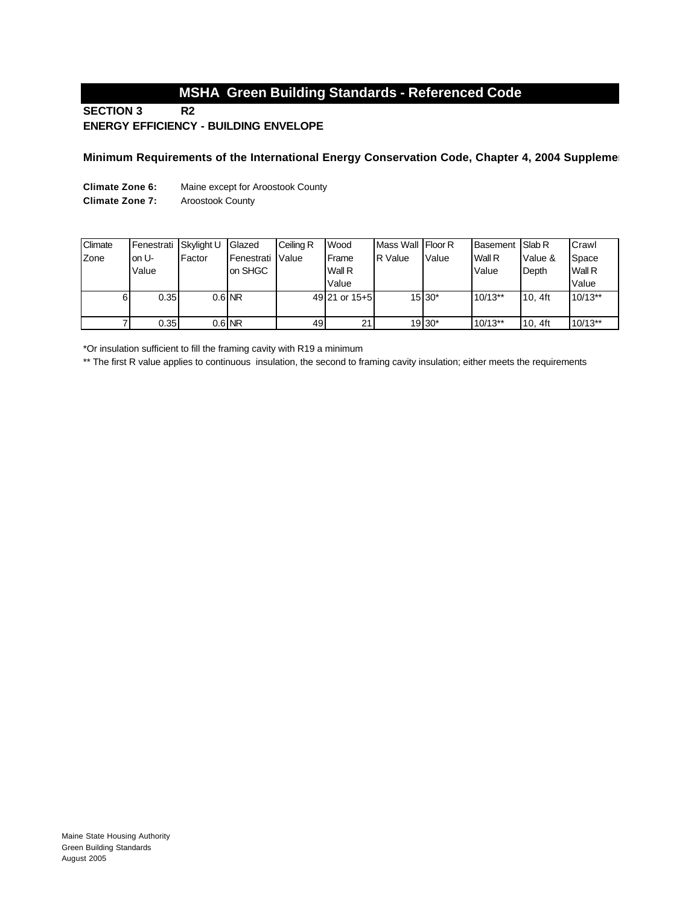# MSHA Green Building Standards - Referenced Code

**SECTION 3 R2**

**ENERGY EFFICIENCY - BUILDING ENVELOPE**

**Minimum Requirements of the International Energy Conservation Code, Chapter 4, 2004 Supplemen**

**Climate Zone 6:** Maine except for Aroostook County

**Climate Zone 7:** Aroostook County

| Climate Zone | Fenestration U-Value | Skylight U Factor | Glazed Fenestration SHGC | Ceiling R Value | Wood Frame Wall R Value | Mass Wall R Value | Floor R Value | Basement Wall R Value | Slab R Value & Depth | Crawl Space Wall R Value |
|---|---|---|---|---|---|---|---|---|---|---|
| 6 | 0.35 | 0.6 | NR | 49 | 21 or 15+5 | 15 | 30* | 10/13** | 10, 4ft | 10/13** |
| 7 | 0.35 | 0.6 | NR | 49 | 21 | 19 | 30* | 10/13** | 10, 4ft | 10/13** |

*Or insulation sufficient to fill the framing cavity with R19 a minimum

** The first R value applies to continuous insulation, the second to framing cavity insulation; either meets the requirements

Maine State Housing Authority
Green Building Standards
August 2005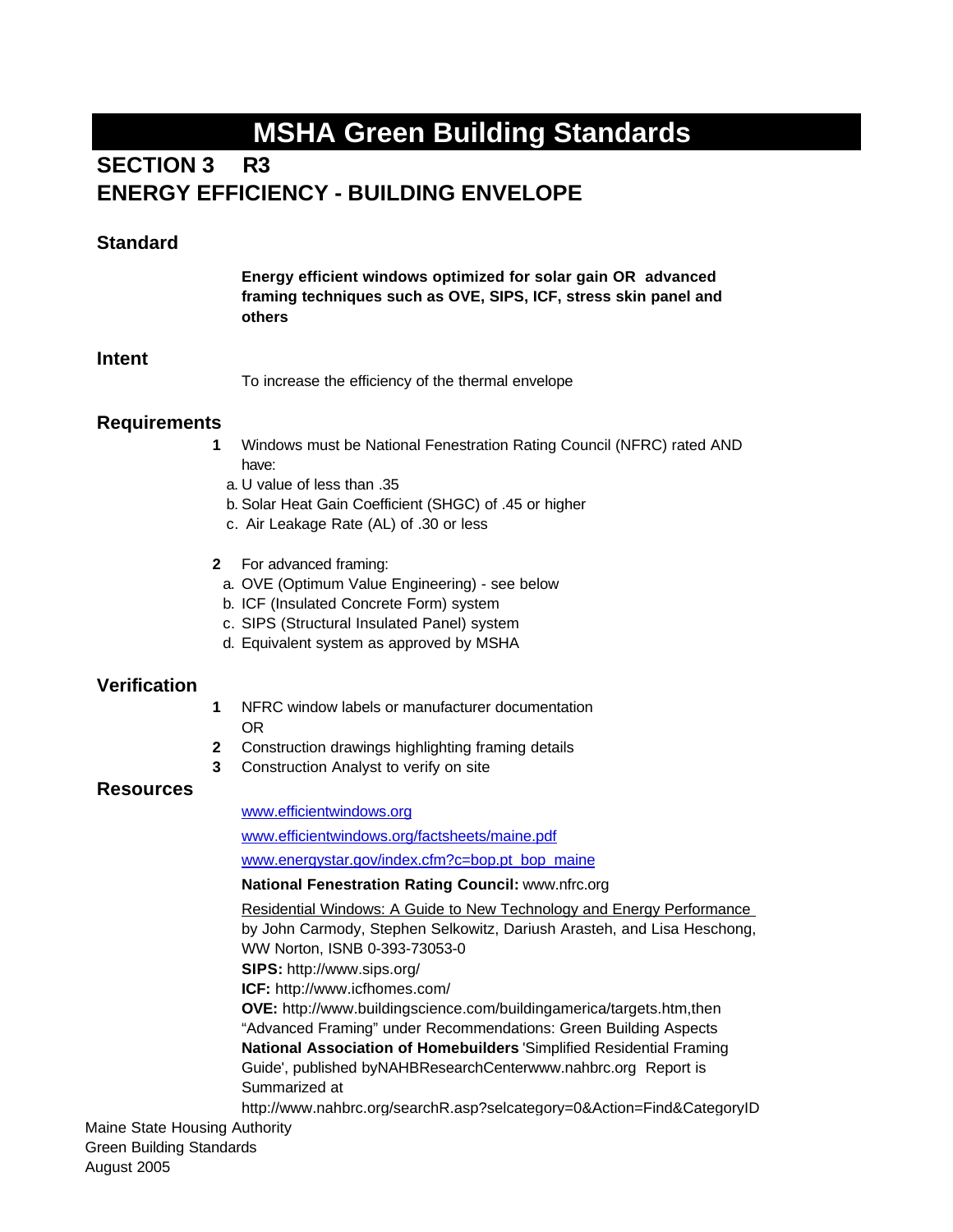# MSHA Green Building Standards

## SECTION 3 R3
## ENERGY EFFICIENCY - BUILDING ENVELOPE

### Standard

**Energy efficient windows optimized for solar gain OR advanced framing techniques such as OVE, SIPS, ICF, stress skin panel and others**

### Intent

To increase the efficiency of the thermal envelope

### Requirements

1. Windows must be National Fenestration Rating Council (NFRC) rated AND have:
   a. U value of less than .35
   b. Solar Heat Gain Coefficient (SHGC) of .45 or higher
   c. Air Leakage Rate (AL) of .30 or less

2. For advanced framing:
   a. OVE (Optimum Value Engineering) - see below
   b. ICF (Insulated Concrete Form) system
   c. SIPS (Structural Insulated Panel) system
   d. Equivalent system as approved by MSHA

### Verification

1. NFRC window labels or manufacturer documentation
   OR
2. Construction drawings highlighting framing details
3. Construction Analyst to verify on site

### Resources

www.efficientwindows.org

www.efficientwindows.org/factsheets/maine.pdf

www.energystar.gov/index.cfm?c=bop.pt_bop_maine

**National Fenestration Rating Council:** www.nfrc.org

Residential Windows: A Guide to New Technology and Energy Performance by John Carmody, Stephen Selkowitz, Dariush Arasteh, and Lisa Heschong, WW Norton, ISNB 0-393-73053-0

**SIPS:** http://www.sips.org/

**ICF:** http://www.icfhomes.com/

**OVE:** http://www.buildingscience.com/buildingamerica/targets.htm,then "Advanced Framing" under Recommendations: Green Building Aspects

**National Association of Homebuilders** 'Simplified Residential Framing Guide', published byNAHBResearchCenterwww.nahbrc.org Report is Summarized at

http://www.nahbrc.org/searchR.asp?selcategory=0&Action=Find&CategoryID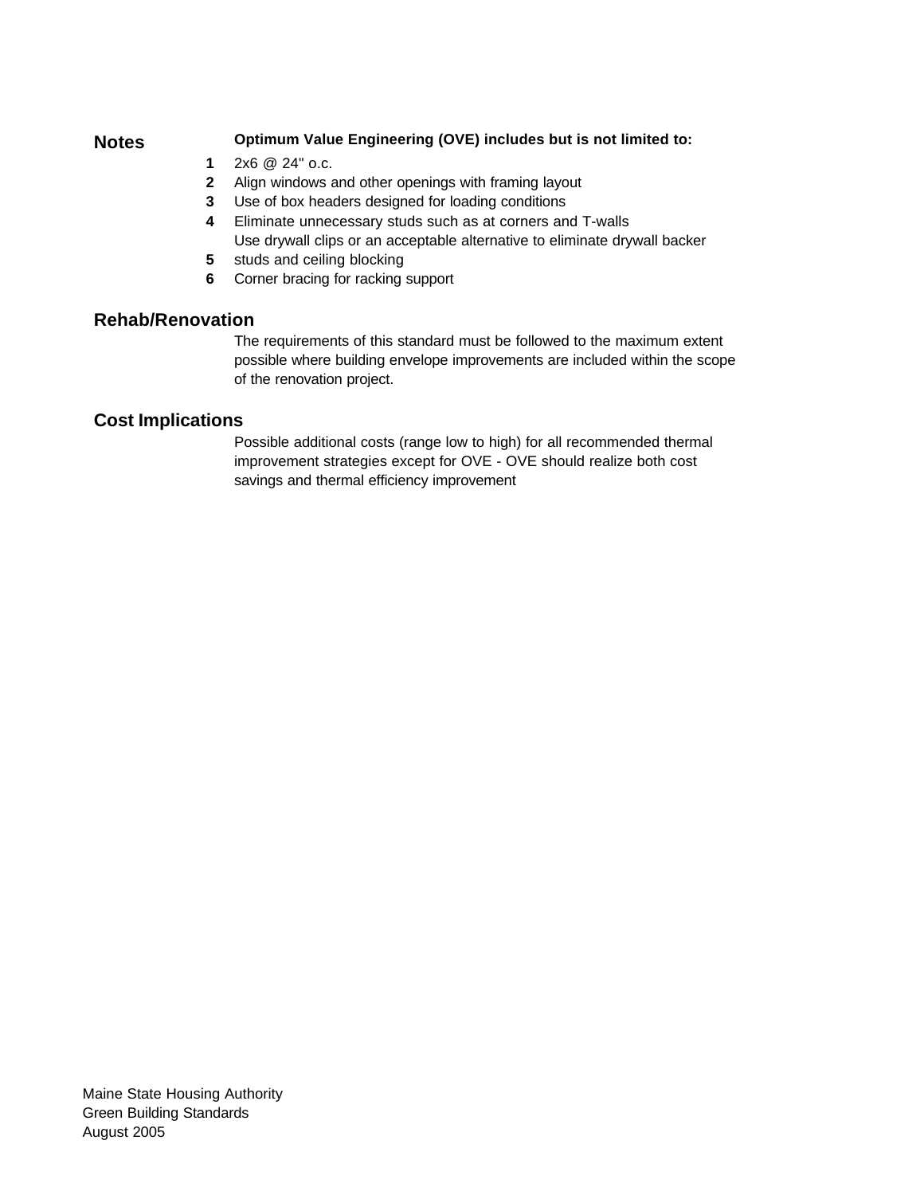## Notes

**Optimum Value Engineering (OVE) includes but is not limited to:**

1. 2x6 @ 24" o.c.
2. Align windows and other openings with framing layout
3. Use of box headers designed for loading conditions
4. Eliminate unnecessary studs such as at corners and T-walls
5. Use drywall clips or an acceptable alternative to eliminate drywall backer studs and ceiling blocking
6. Corner bracing for racking support

## Rehab/Renovation

The requirements of this standard must be followed to the maximum extent possible where building envelope improvements are included within the scope of the renovation project.

## Cost Implications

Possible additional costs (range low to high) for all recommended thermal improvement strategies except for OVE - OVE should realize both cost savings and thermal efficiency improvement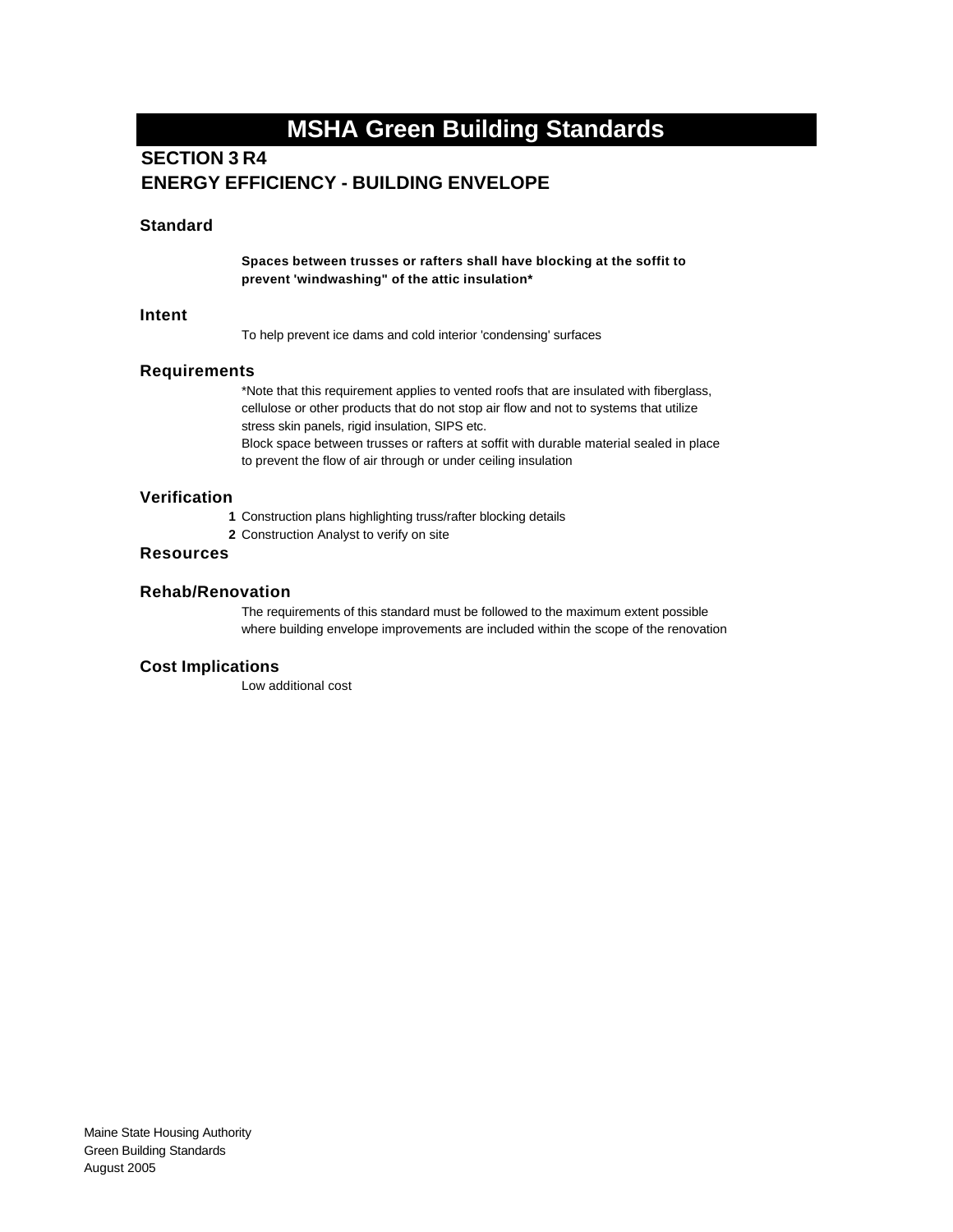# MSHA Green Building Standards

## SECTION 3 R4
## ENERGY EFFICIENCY - BUILDING ENVELOPE

### Standard

**Spaces between trusses or rafters shall have blocking at the soffit to prevent 'windwashing" of the attic insulation***

### Intent

To help prevent ice dams and cold interior 'condensing' surfaces

### Requirements

*Note that this requirement applies to vented roofs that are insulated with fiberglass, cellulose or other products that do not stop air flow and not to systems that utilize stress skin panels, rigid insulation, SIPS etc.
Block space between trusses or rafters at soffit with durable material sealed in place to prevent the flow of air through or under ceiling insulation

### Verification

1. Construction plans highlighting truss/rafter blocking details
2. Construction Analyst to verify on site

### Resources

### Rehab/Renovation

The requirements of this standard must be followed to the maximum extent possible where building envelope improvements are included within the scope of the renovation

### Cost Implications

Low additional cost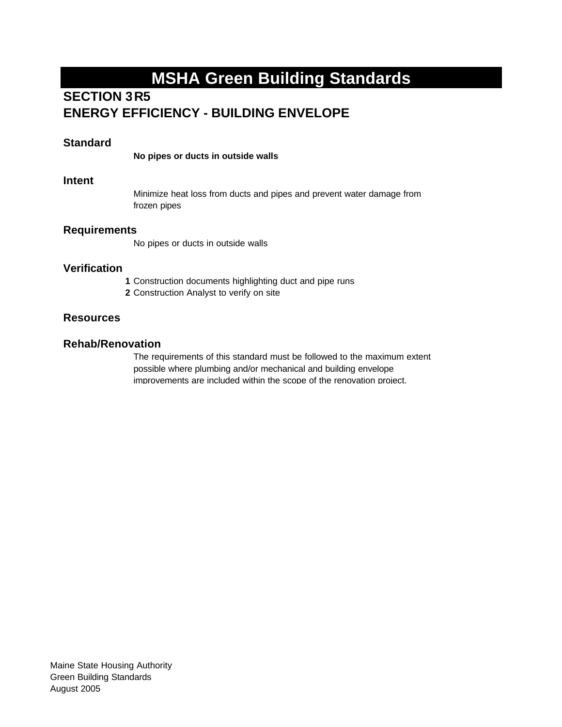# MSHA Green Building Standards

## SECTION 3 R5
## ENERGY EFFICIENCY - BUILDING ENVELOPE

### Standard

**No pipes or ducts in outside walls**

### Intent

Minimize heat loss from ducts and pipes and prevent water damage from frozen pipes

### Requirements

No pipes or ducts in outside walls

### Verification

1. Construction documents highlighting duct and pipe runs
2. Construction Analyst to verify on site

### Resources

### Rehab/Renovation

The requirements of this standard must be followed to the maximum extent possible where plumbing and/or mechanical and building envelope improvements are included within the scope of the renovation project.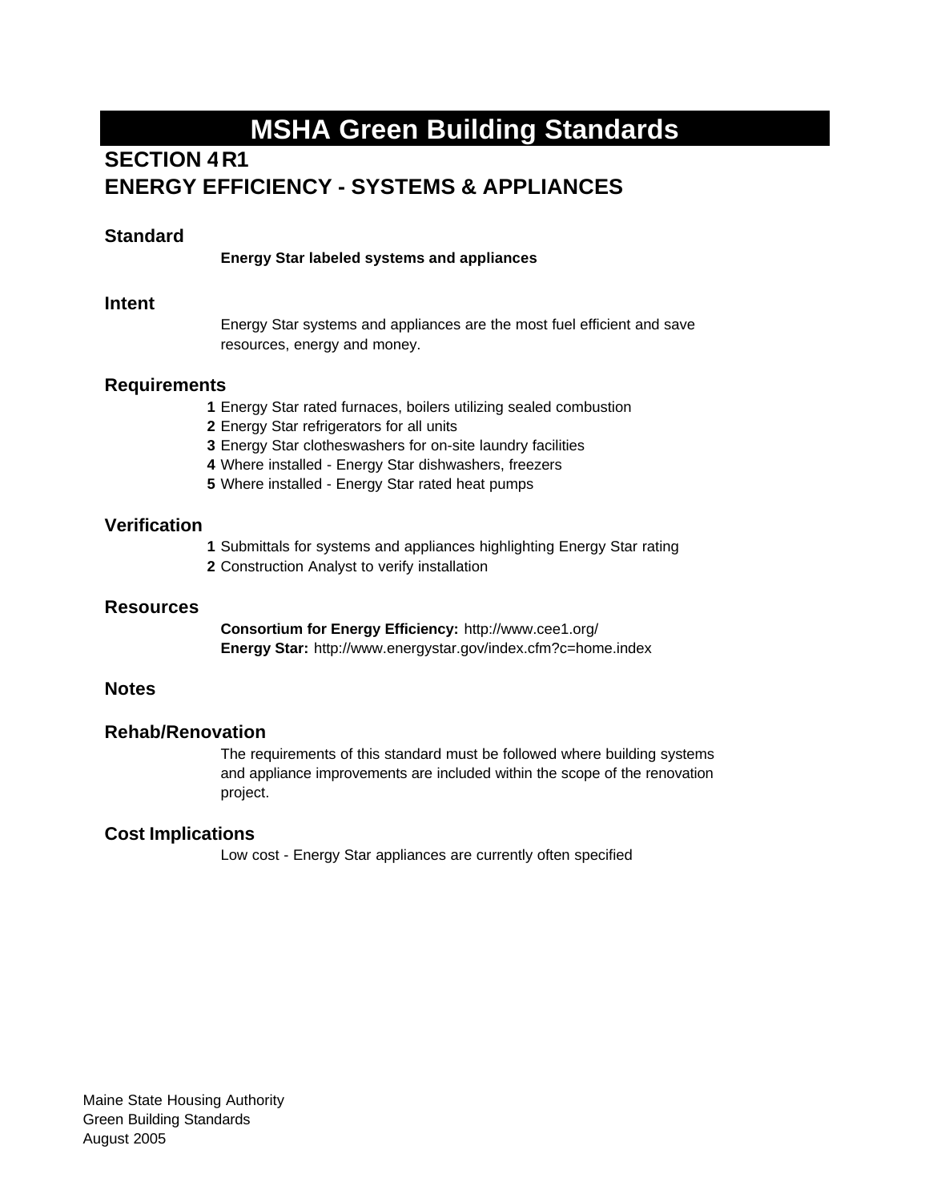# MSHA Green Building Standards

## SECTION 4 R1
## ENERGY EFFICIENCY - SYSTEMS & APPLIANCES

### Standard

**Energy Star labeled systems and appliances**

### Intent

Energy Star systems and appliances are the most fuel efficient and save resources, energy and money.

### Requirements

1. Energy Star rated furnaces, boilers utilizing sealed combustion
2. Energy Star refrigerators for all units
3. Energy Star clotheswashers for on-site laundry facilities
4. Where installed - Energy Star dishwashers, freezers
5. Where installed - Energy Star rated heat pumps

### Verification

1. Submittals for systems and appliances highlighting Energy Star rating
2. Construction Analyst to verify installation

### Resources

**Consortium for Energy Efficiency:** http://www.cee1.org/
**Energy Star:** http://www.energystar.gov/index.cfm?c=home.index

### Notes

### Rehab/Renovation

The requirements of this standard must be followed where building systems and appliance improvements are included within the scope of the renovation project.

### Cost Implications

Low cost - Energy Star appliances are currently often specified

Maine State Housing Authority
Green Building Standards
August 2005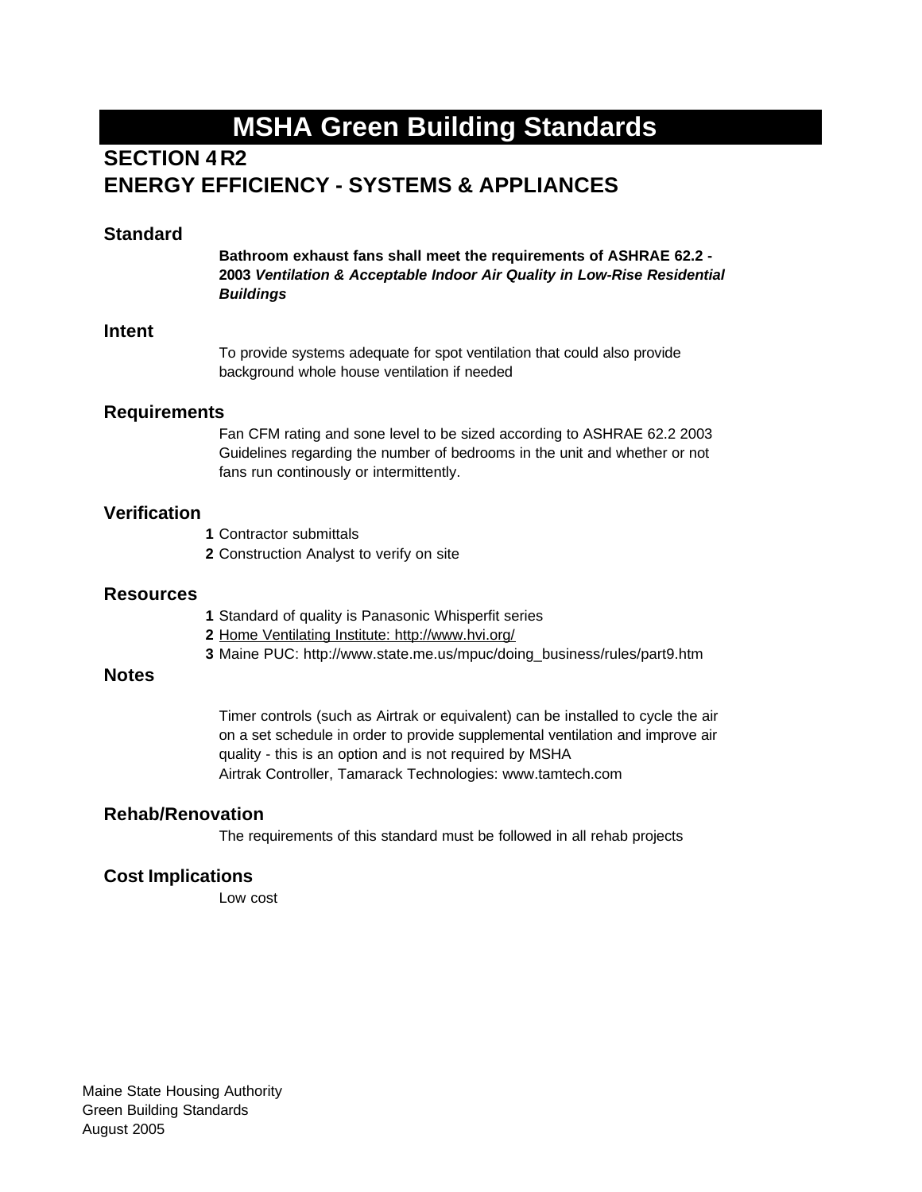# MSHA Green Building Standards

## SECTION 4 R2
## ENERGY EFFICIENCY - SYSTEMS & APPLIANCES

### Standard

**Bathroom exhaust fans shall meet the requirements of ASHRAE 62.2 - 2003 *Ventilation & Acceptable Indoor Air Quality in Low-Rise Residential Buildings***

### Intent

To provide systems adequate for spot ventilation that could also provide background whole house ventilation if needed

### Requirements

Fan CFM rating and sone level to be sized according to ASHRAE 62.2 2003 Guidelines regarding the number of bedrooms in the unit and whether or not fans run continously or intermittently.

### Verification

1. Contractor submittals
2. Construction Analyst to verify on site

### Resources

1. Standard of quality is Panasonic Whisperfit series
2. Home Ventilating Institute: http://www.hvi.org/
3. Maine PUC: http://www.state.me.us/mpuc/doing_business/rules/part9.htm

### Notes

Timer controls (such as Airtrak or equivalent) can be installed to cycle the air on a set schedule in order to provide supplemental ventilation and improve air quality - this is an option and is not required by MSHA
Airtrak Controller, Tamarack Technologies: www.tamtech.com

### Rehab/Renovation

The requirements of this standard must be followed in all rehab projects

### Cost Implications

Low cost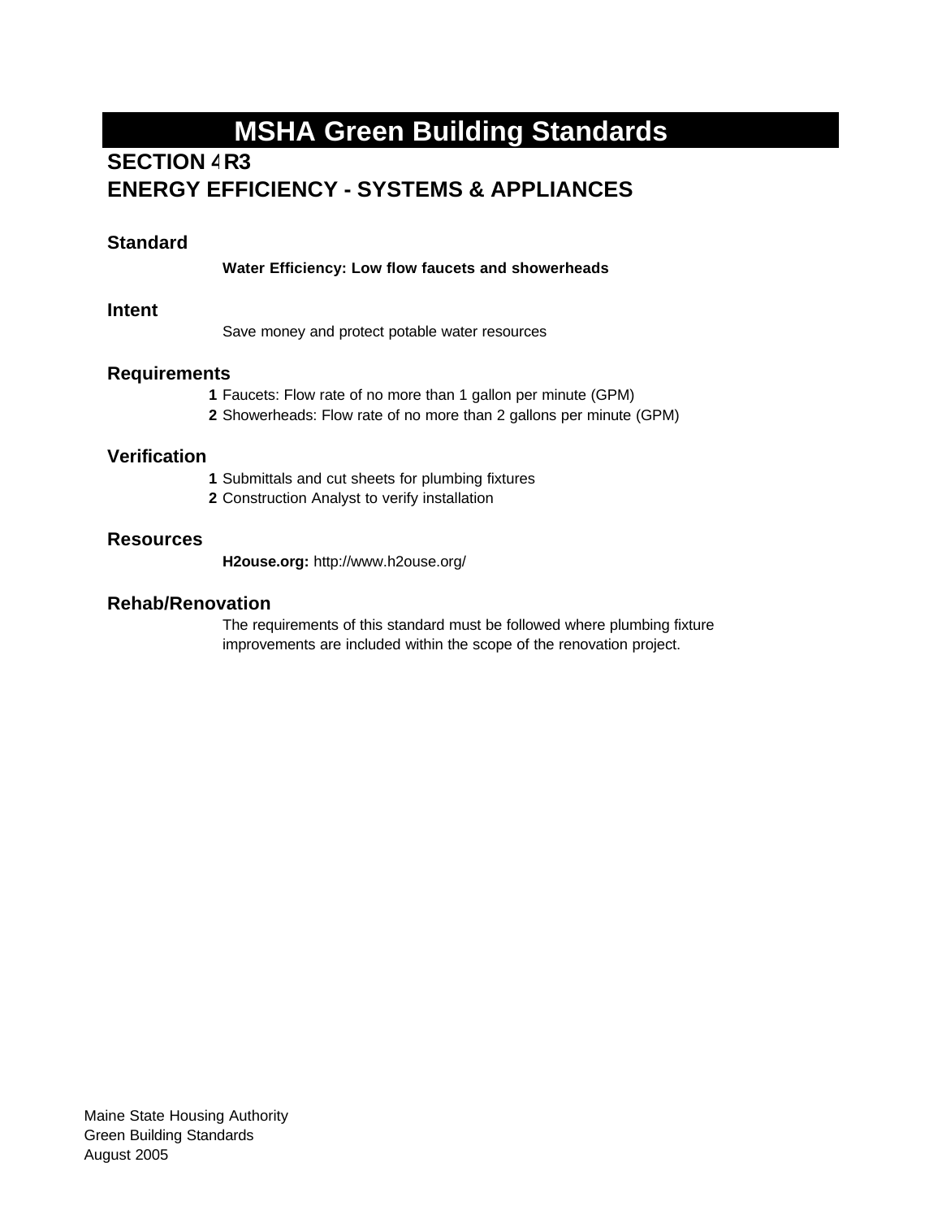# MSHA Green Building Standards

## SECTION 4 R3
## ENERGY EFFICIENCY - SYSTEMS & APPLIANCES

### Standard

**Water Efficiency: Low flow faucets and showerheads**

### Intent

Save money and protect potable water resources

### Requirements

**1** Faucets: Flow rate of no more than 1 gallon per minute (GPM)
**2** Showerheads: Flow rate of no more than 2 gallons per minute (GPM)

### Verification

**1** Submittals and cut sheets for plumbing fixtures
**2** Construction Analyst to verify installation

### Resources

**H2ouse.org:** http://www.h2ouse.org/

### Rehab/Renovation

The requirements of this standard must be followed where plumbing fixture improvements are included within the scope of the renovation project.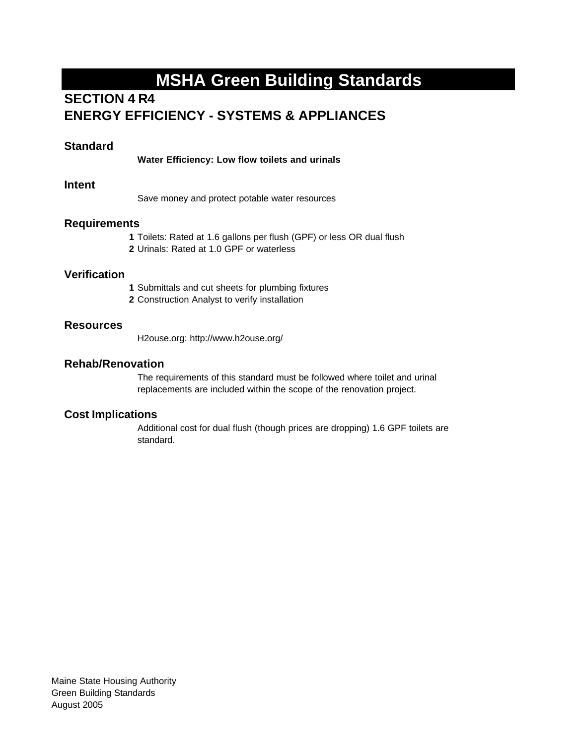# MSHA Green Building Standards

## SECTION 4 R4
## ENERGY EFFICIENCY - SYSTEMS & APPLIANCES

### Standard

**Water Efficiency: Low flow toilets and urinals**

### Intent

Save money and protect potable water resources

### Requirements

1. Toilets: Rated at 1.6 gallons per flush (GPF) or less OR dual flush
2. Urinals: Rated at 1.0 GPF or waterless

### Verification

1. Submittals and cut sheets for plumbing fixtures
2. Construction Analyst to verify installation

### Resources

H2ouse.org: http://www.h2ouse.org/

### Rehab/Renovation

The requirements of this standard must be followed where toilet and urinal replacements are included within the scope of the renovation project.

### Cost Implications

Additional cost for dual flush (though prices are dropping) 1.6 GPF toilets are standard.

Maine State Housing Authority
Green Building Standards
August 2005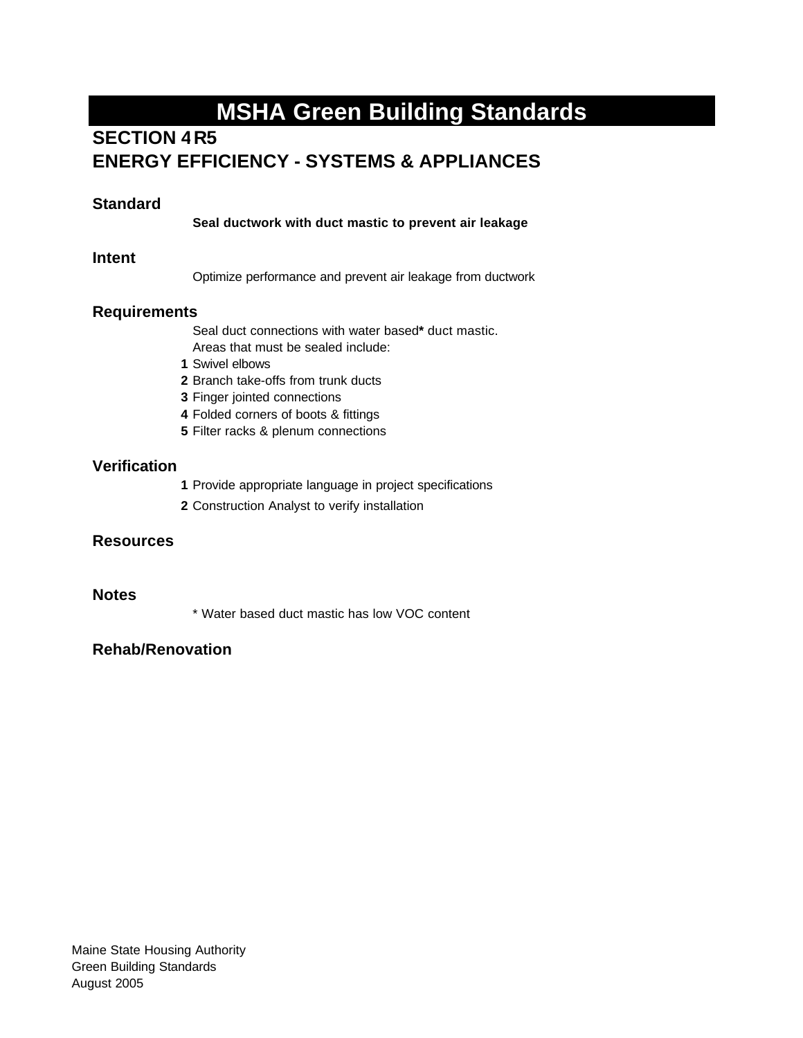# MSHA Green Building Standards

## SECTION 4 R5
## ENERGY EFFICIENCY - SYSTEMS & APPLIANCES

### Standard

**Seal ductwork with duct mastic to prevent air leakage**

### Intent

Optimize performance and prevent air leakage from ductwork

### Requirements

Seal duct connections with water based* duct mastic.
Areas that must be sealed include:

1. Swivel elbows
2. Branch take-offs from trunk ducts
3. Finger jointed connections
4. Folded corners of boots & fittings
5. Filter racks & plenum connections

### Verification

1. Provide appropriate language in project specifications
2. Construction Analyst to verify installation

### Resources

### Notes

* Water based duct mastic has low VOC content

### Rehab/Renovation

Maine State Housing Authority
Green Building Standards
August 2005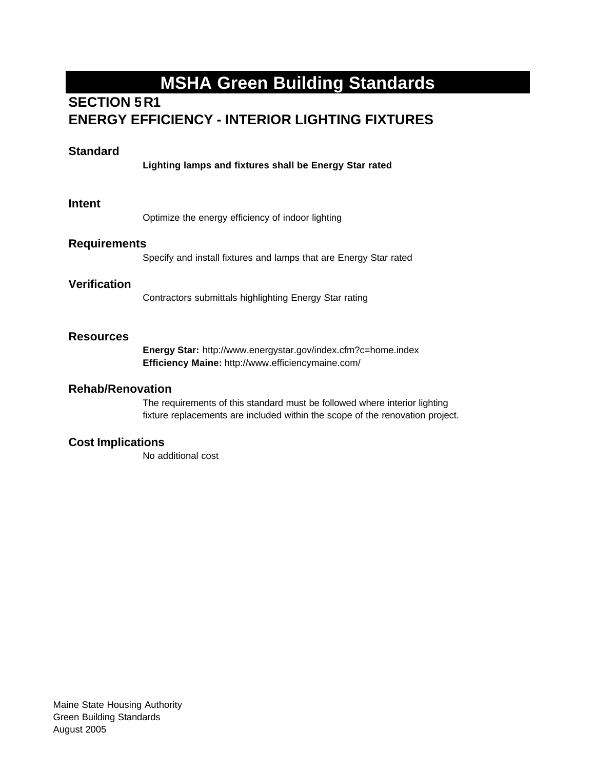# MSHA Green Building Standards

## SECTION 5 R1
## ENERGY EFFICIENCY - INTERIOR LIGHTING FIXTURES

### Standard

**Lighting lamps and fixtures shall be Energy Star rated**

### Intent

Optimize the energy efficiency of indoor lighting

### Requirements

Specify and install fixtures and lamps that are Energy Star rated

### Verification

Contractors submittals highlighting Energy Star rating

### Resources

**Energy Star:** http://www.energystar.gov/index.cfm?c=home.index
**Efficiency Maine:** http://www.efficiencymaine.com/

### Rehab/Renovation

The requirements of this standard must be followed where interior lighting fixture replacements are included within the scope of the renovation project.

### Cost Implications

No additional cost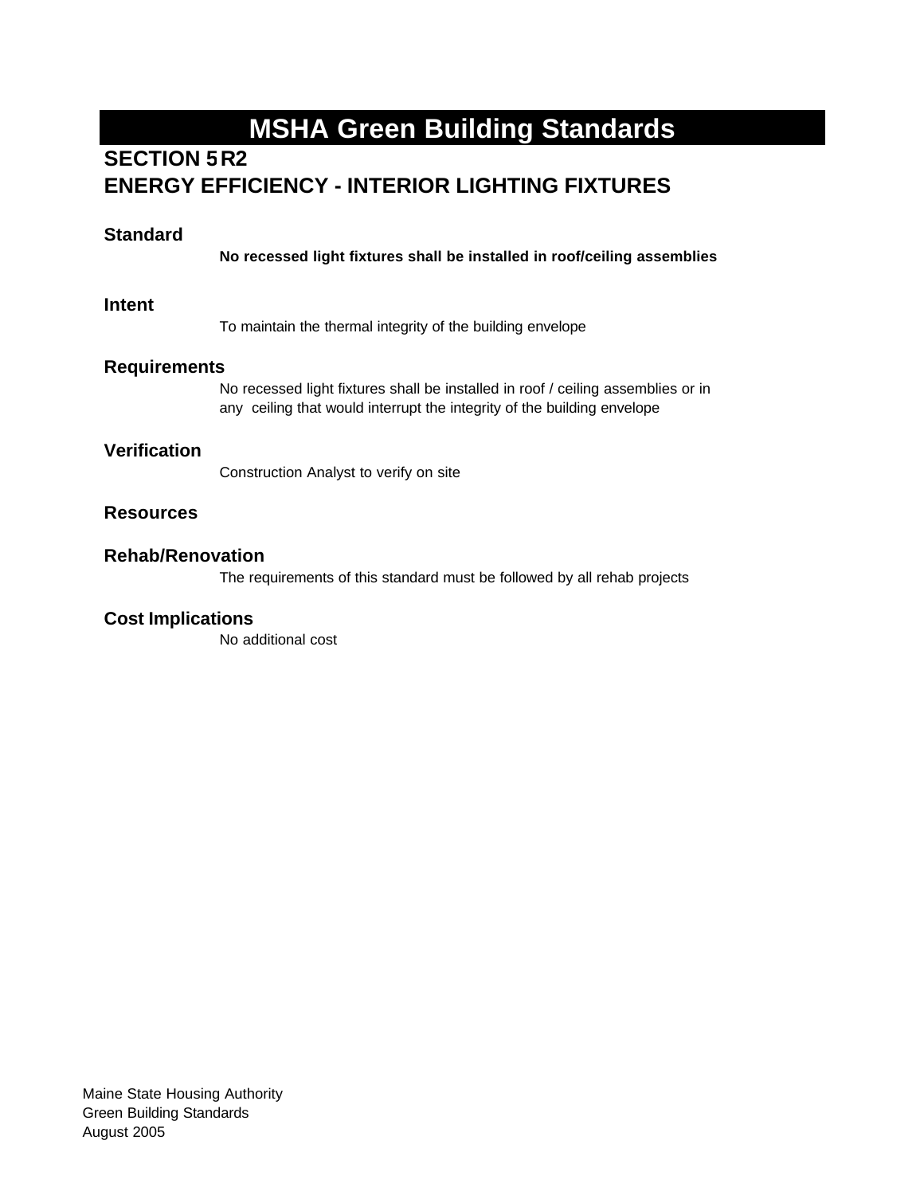# MSHA Green Building Standards

## SECTION 5 R2
## ENERGY EFFICIENCY - INTERIOR LIGHTING FIXTURES

### Standard

**No recessed light fixtures shall be installed in roof/ceiling assemblies**

### Intent

To maintain the thermal integrity of the building envelope

### Requirements

No recessed light fixtures shall be installed in roof / ceiling assemblies or in any ceiling that would interrupt the integrity of the building envelope

### Verification

Construction Analyst to verify on site

### Resources

### Rehab/Renovation

The requirements of this standard must be followed by all rehab projects

### Cost Implications

No additional cost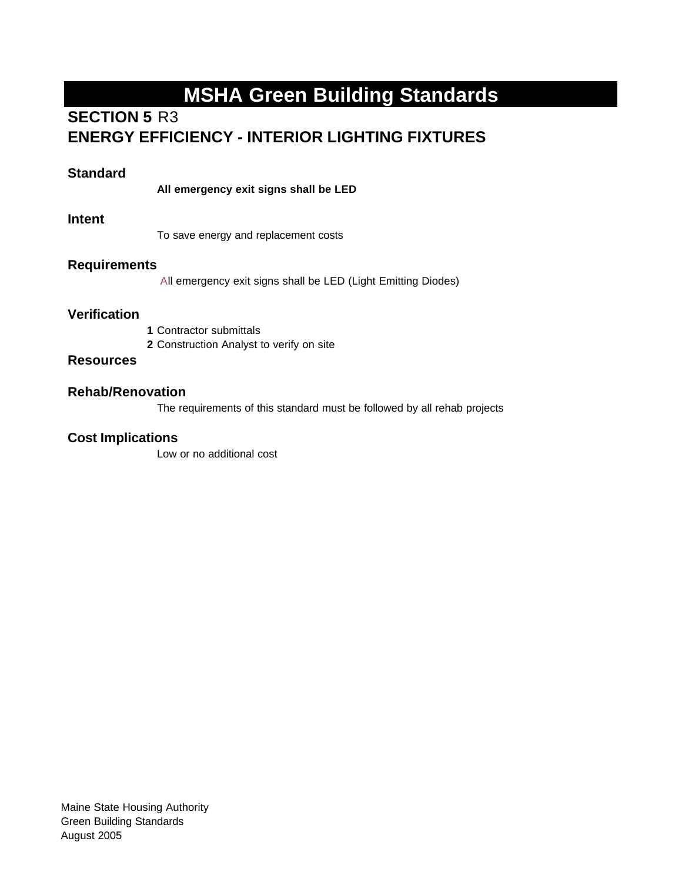# MSHA Green Building Standards

## SECTION 5 R3

## ENERGY EFFICIENCY - INTERIOR LIGHTING FIXTURES

### Standard

**All emergency exit signs shall be LED**

### Intent

To save energy and replacement costs

### Requirements

All emergency exit signs shall be LED (Light Emitting Diodes)

### Verification

1. Contractor submittals
2. Construction Analyst to verify on site

### Resources

### Rehab/Renovation

The requirements of this standard must be followed by all rehab projects

### Cost Implications

Low or no additional cost

Maine State Housing Authority
Green Building Standards
August 2005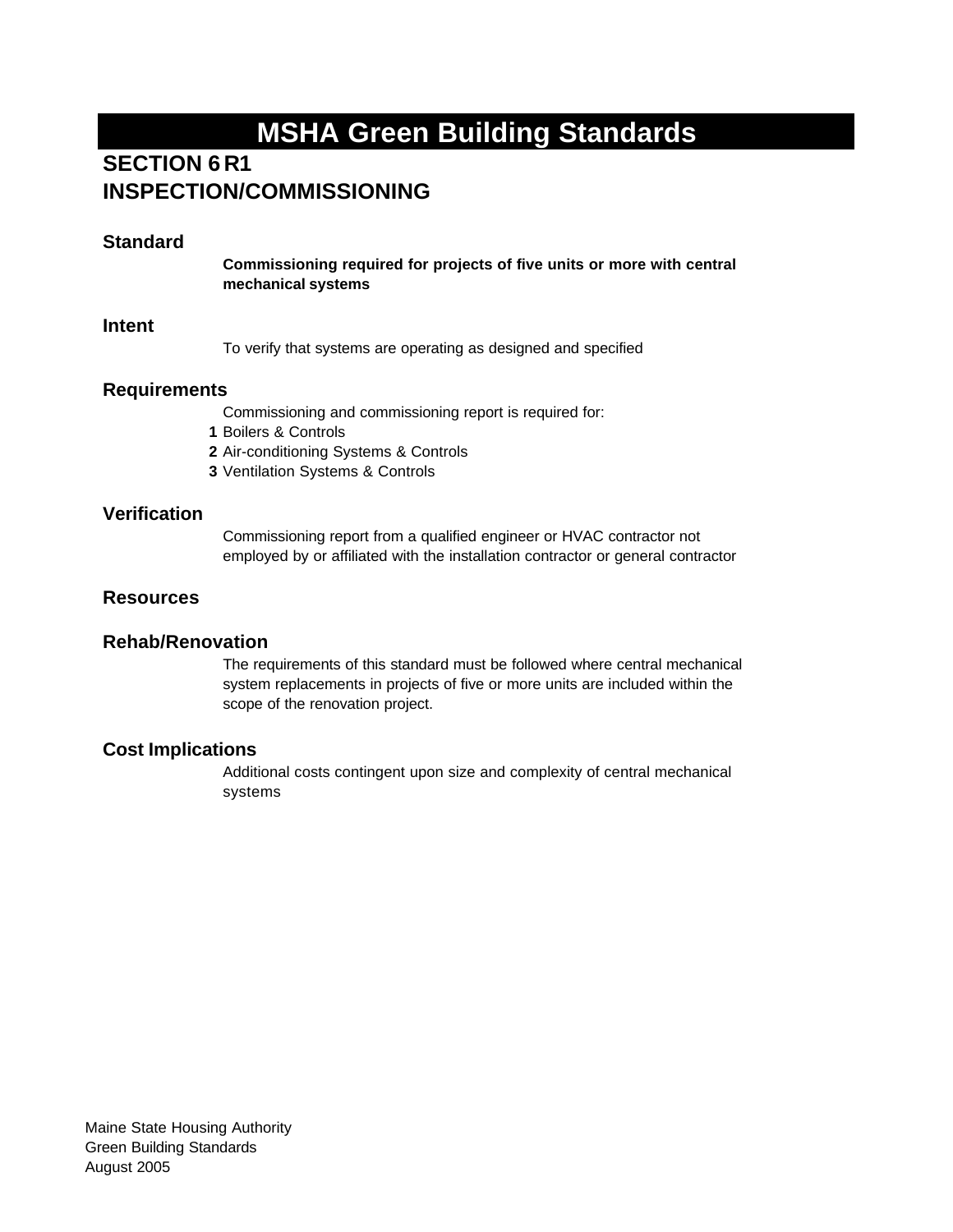# MSHA Green Building Standards

## SECTION 6 R1
## INSPECTION/COMMISSIONING

### Standard

**Commissioning required for projects of five units or more with central mechanical systems**

### Intent

To verify that systems are operating as designed and specified

### Requirements

Commissioning and commissioning report is required for:

1. Boilers & Controls
2. Air-conditioning Systems & Controls
3. Ventilation Systems & Controls

### Verification

Commissioning report from a qualified engineer or HVAC contractor not employed by or affiliated with the installation contractor or general contractor

### Resources

### Rehab/Renovation

The requirements of this standard must be followed where central mechanical system replacements in projects of five or more units are included within the scope of the renovation project.

### Cost Implications

Additional costs contingent upon size and complexity of central mechanical systems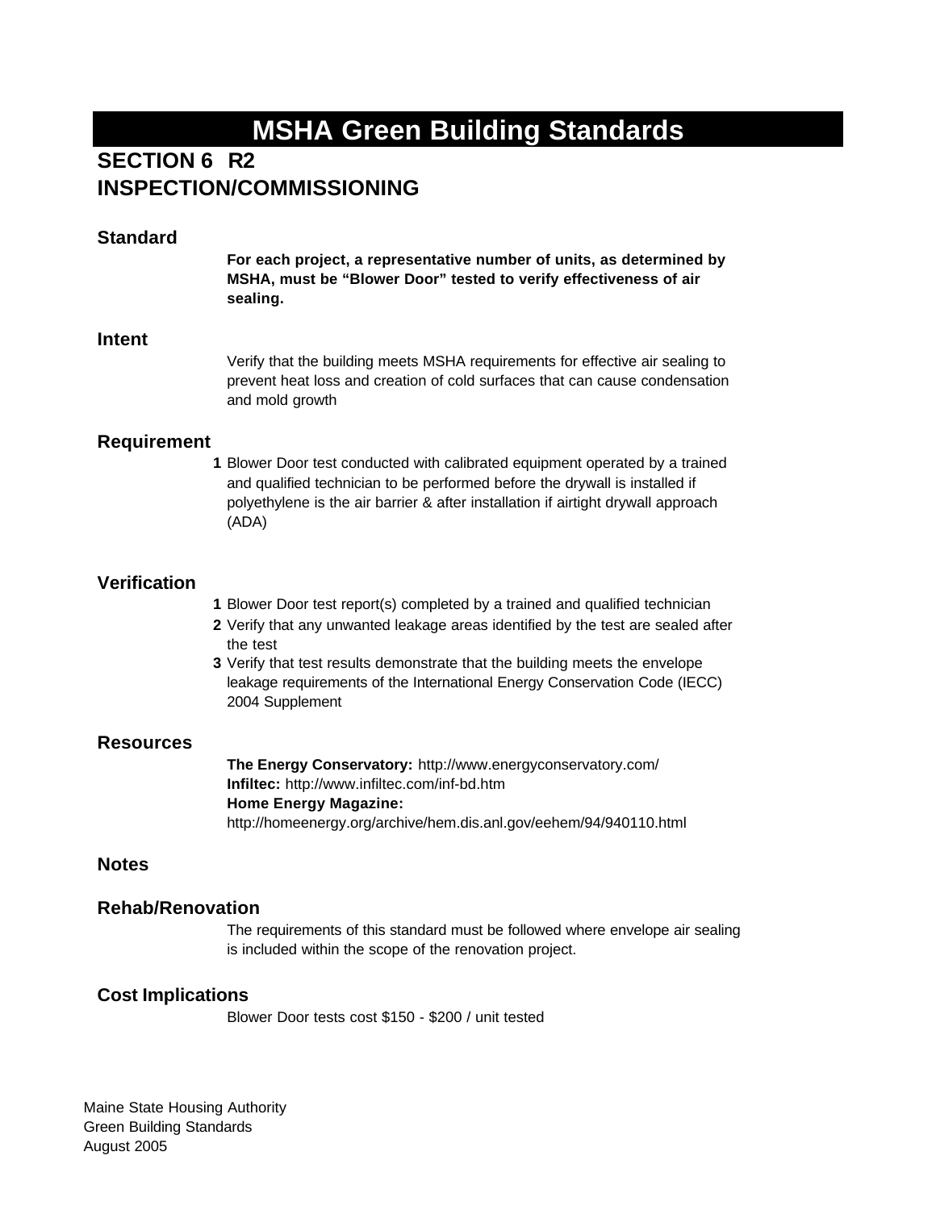# MSHA Green Building Standards

## SECTION 6 R2
## INSPECTION/COMMISSIONING

### Standard

**For each project, a representative number of units, as determined by MSHA, must be "Blower Door" tested to verify effectiveness of air sealing.**

### Intent

Verify that the building meets MSHA requirements for effective air sealing to prevent heat loss and creation of cold surfaces that can cause condensation and mold growth

### Requirement

1. Blower Door test conducted with calibrated equipment operated by a trained and qualified technician to be performed before the drywall is installed if polyethylene is the air barrier & after installation if airtight drywall approach (ADA)

### Verification

1. Blower Door test report(s) completed by a trained and qualified technician
2. Verify that any unwanted leakage areas identified by the test are sealed after the test
3. Verify that test results demonstrate that the building meets the envelope leakage requirements of the International Energy Conservation Code (IECC) 2004 Supplement

### Resources

**The Energy Conservatory:** http://www.energyconservatory.com/
**Infiltec:** http://www.infiltec.com/inf-bd.htm
**Home Energy Magazine:**
http://homeenergy.org/archive/hem.dis.anl.gov/eehem/94/940110.html

### Notes

### Rehab/Renovation

The requirements of this standard must be followed where envelope air sealing is included within the scope of the renovation project.

### Cost Implications

Blower Door tests cost $150 - $200 / unit tested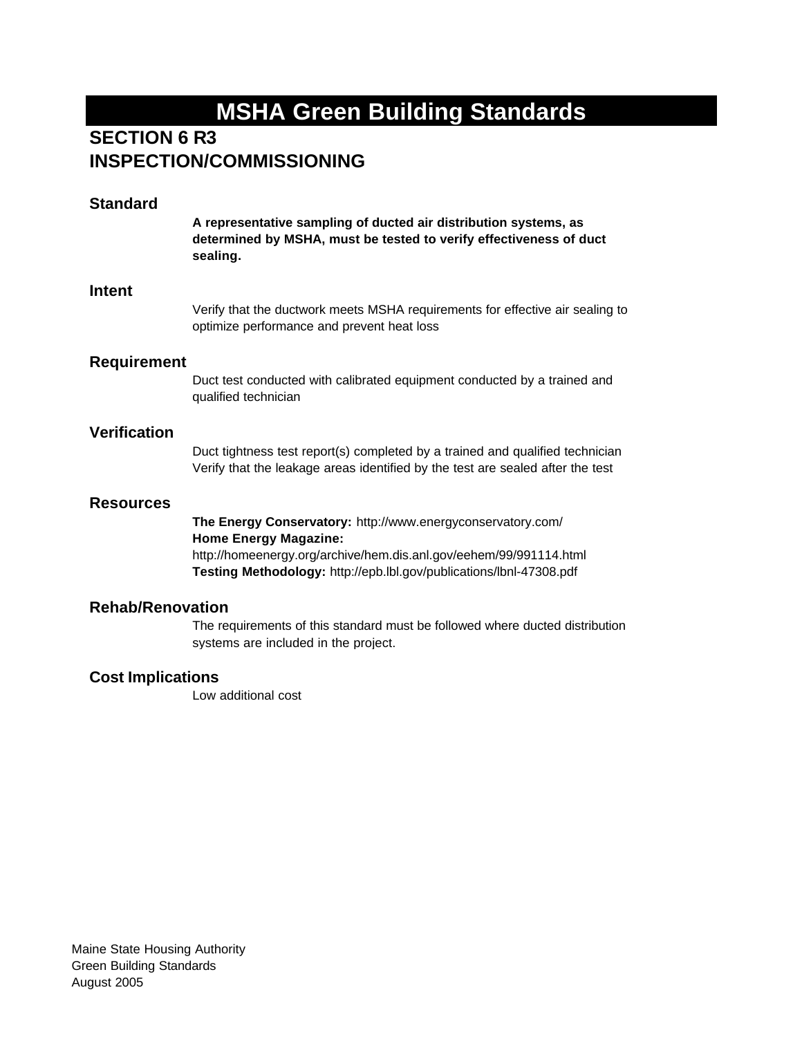# MSHA Green Building Standards

## SECTION 6 R3
## INSPECTION/COMMISSIONING

### Standard

**A representative sampling of ducted air distribution systems, as determined by MSHA, must be tested to verify effectiveness of duct sealing.**

### Intent

Verify that the ductwork meets MSHA requirements for effective air sealing to optimize performance and prevent heat loss

### Requirement

Duct test conducted with calibrated equipment conducted by a trained and qualified technician

### Verification

Duct tightness test report(s) completed by a trained and qualified technician
Verify that the leakage areas identified by the test are sealed after the test

### Resources

**The Energy Conservatory:** http://www.energyconservatory.com/
**Home Energy Magazine:**
http://homeenergy.org/archive/hem.dis.anl.gov/eehem/99/991114.html
**Testing Methodology:** http://epb.lbl.gov/publications/lbnl-47308.pdf

### Rehab/Renovation

The requirements of this standard must be followed where ducted distribution systems are included in the project.

### Cost Implications

Low additional cost

Maine State Housing Authority
Green Building Standards
August 2005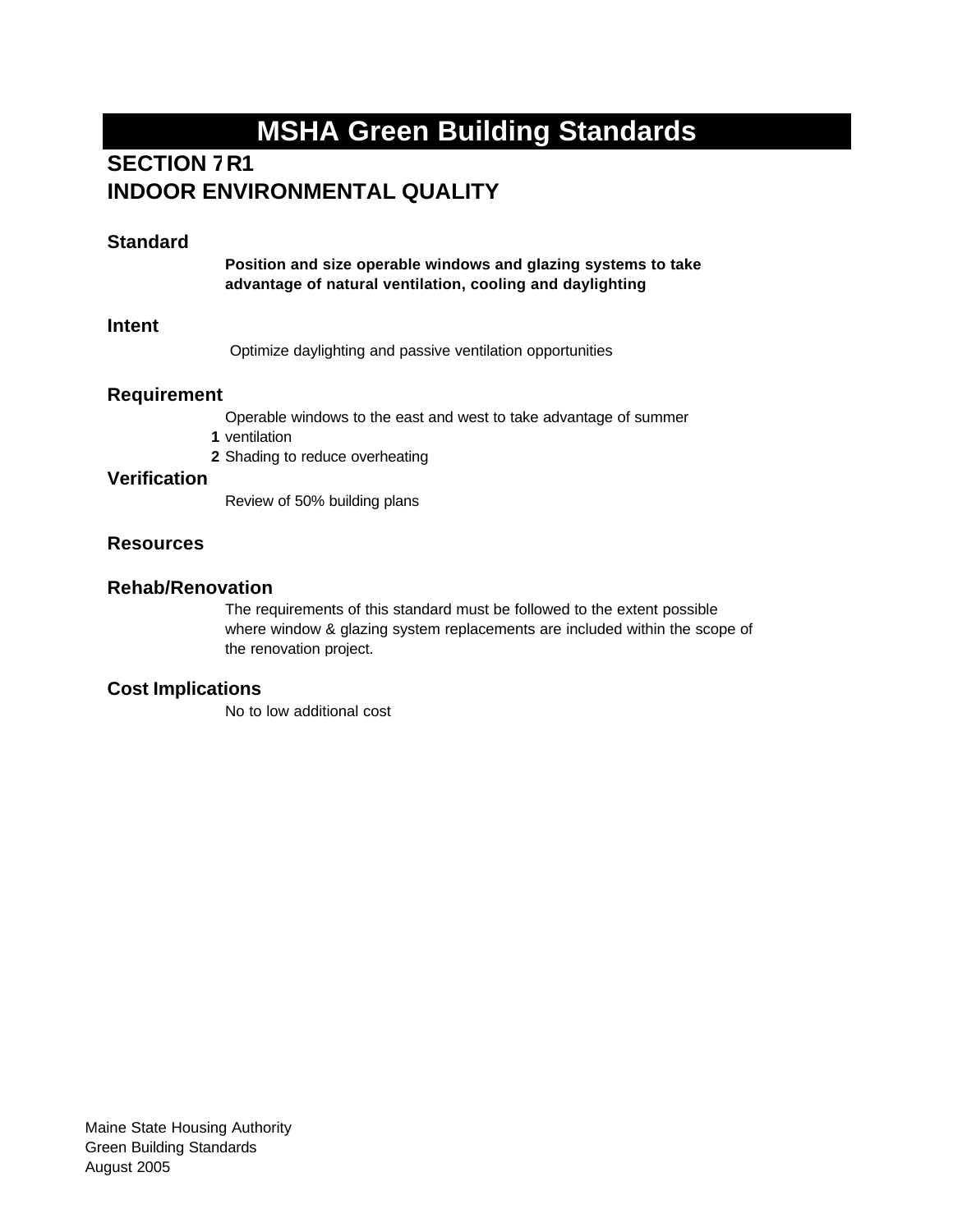# MSHA Green Building Standards

## SECTION 7 R1
## INDOOR ENVIRONMENTAL QUALITY

### Standard

**Position and size operable windows and glazing systems to take advantage of natural ventilation, cooling and daylighting**

### Intent

Optimize daylighting and passive ventilation opportunities

### Requirement

1. Operable windows to the east and west to take advantage of summer ventilation
2. Shading to reduce overheating

### Verification

Review of 50% building plans

### Resources

### Rehab/Renovation

The requirements of this standard must be followed to the extent possible where window & glazing system replacements are included within the scope of the renovation project.

### Cost Implications

No to low additional cost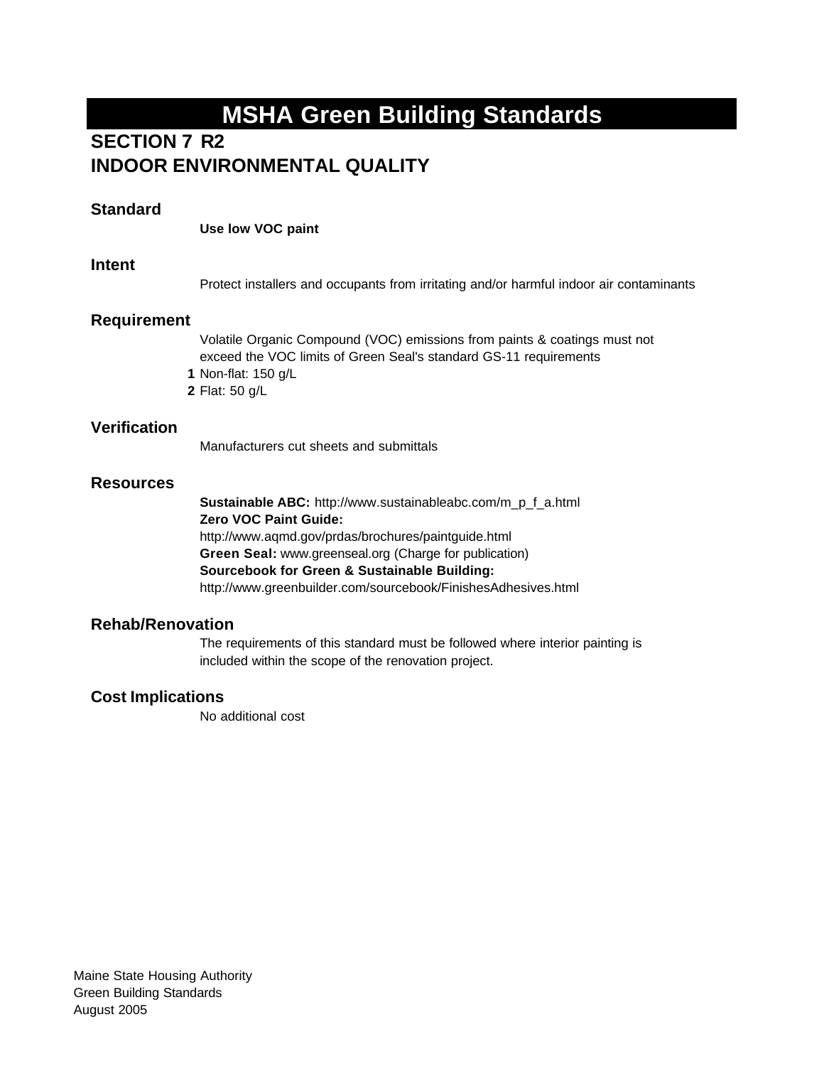# MSHA Green Building Standards

## SECTION 7 R2
## INDOOR ENVIRONMENTAL QUALITY

### Standard

**Use low VOC paint**

### Intent

Protect installers and occupants from irritating and/or harmful indoor air contaminants

### Requirement

Volatile Organic Compound (VOC) emissions from paints & coatings must not exceed the VOC limits of Green Seal's standard GS-11 requirements

1. Non-flat: 150 g/L
2. Flat: 50 g/L

### Verification

Manufacturers cut sheets and submittals

### Resources

**Sustainable ABC:** http://www.sustainableabc.com/m_p_f_a.html
**Zero VOC Paint Guide:**
http://www.aqmd.gov/prdas/brochures/paintguide.html
**Green Seal:** www.greenseal.org (Charge for publication)
**Sourcebook for Green & Sustainable Building:**
http://www.greenbuilder.com/sourcebook/FinishesAdhesives.html

### Rehab/Renovation

The requirements of this standard must be followed where interior painting is included within the scope of the renovation project.

### Cost Implications

No additional cost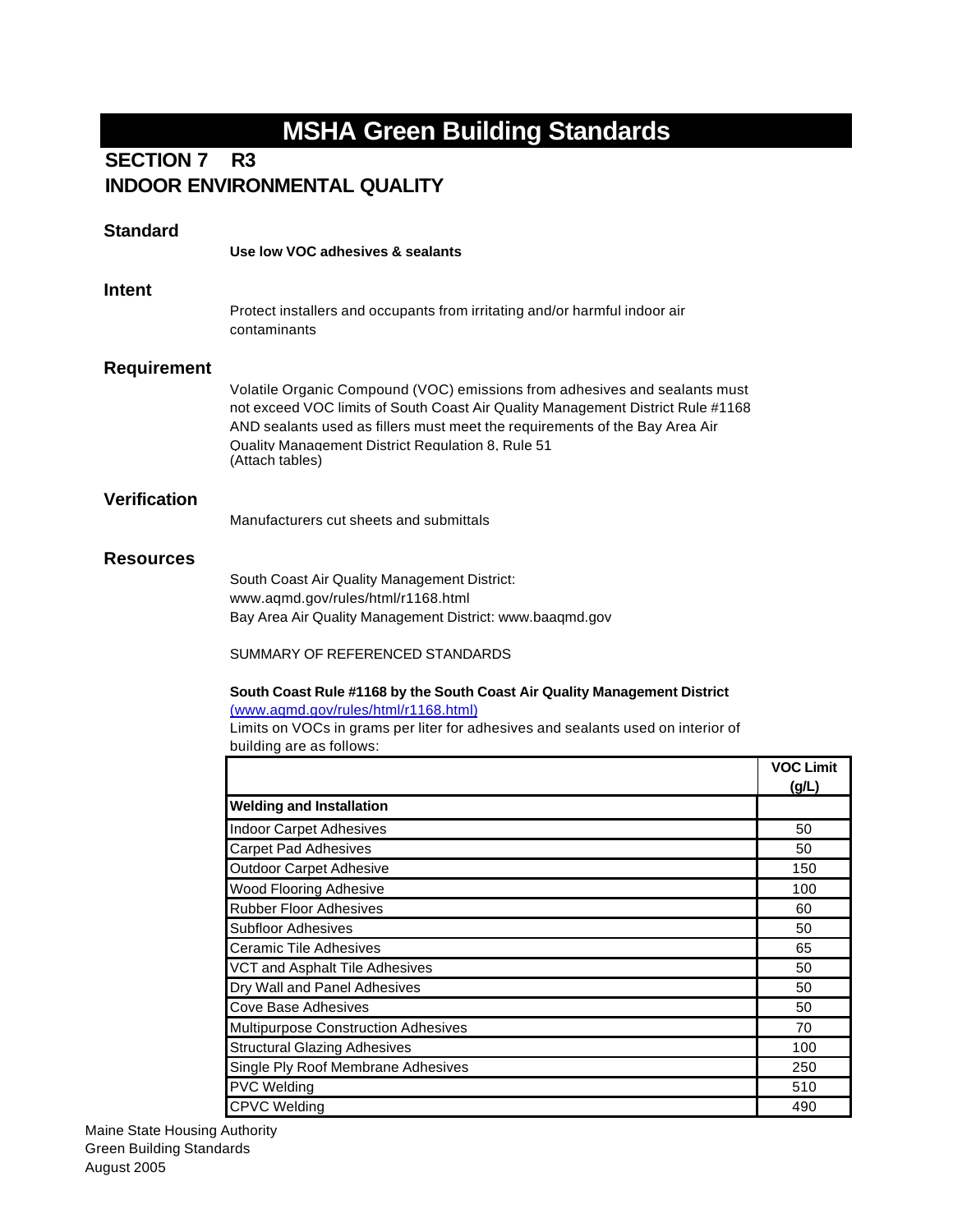# MSHA Green Building Standards

## SECTION 7 R3
## INDOOR ENVIRONMENTAL QUALITY

### Standard

**Use low VOC adhesives & sealants**

### Intent

Protect installers and occupants from irritating and/or harmful indoor air contaminants

### Requirement

Volatile Organic Compound (VOC) emissions from adhesives and sealants must not exceed VOC limits of South Coast Air Quality Management District Rule #1168 AND sealants used as fillers must meet the requirements of the Bay Area Air Quality Management District Regulation 8, Rule 51
(Attach tables)

### Verification

Manufacturers cut sheets and submittals

### Resources

South Coast Air Quality Management District:
www.aqmd.gov/rules/html/r1168.html
Bay Area Air Quality Management District: www.baaqmd.gov

SUMMARY OF REFERENCED STANDARDS

**South Coast Rule #1168 by the South Coast Air Quality Management District**
(www.aqmd.gov/rules/html/r1168.html)
Limits on VOCs in grams per liter for adhesives and sealants used on interior of building are as follows:

| | VOC Limit (g/L) |
|---|---|
| **Welding and Installation** | |
| Indoor Carpet Adhesives | 50 |
| Carpet Pad Adhesives | 50 |
| Outdoor Carpet Adhesive | 150 |
| Wood Flooring Adhesive | 100 |
| Rubber Floor Adhesives | 60 |
| Subfloor Adhesives | 50 |
| Ceramic Tile Adhesives | 65 |
| VCT and Asphalt Tile Adhesives | 50 |
| Dry Wall and Panel Adhesives | 50 |
| Cove Base Adhesives | 50 |
| Multipurpose Construction Adhesives | 70 |
| Structural Glazing Adhesives | 100 |
| Single Ply Roof Membrane Adhesives | 250 |
| PVC Welding | 510 |
| CPVC Welding | 490 |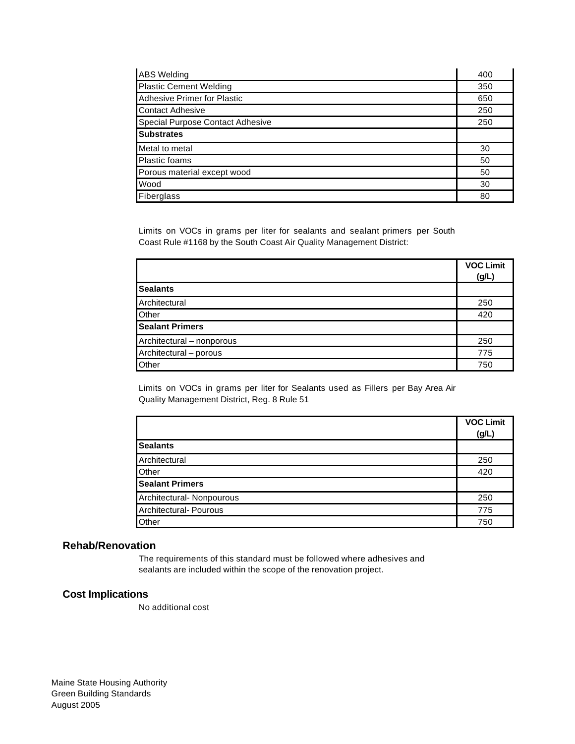| | |
|---|---|
| ABS Welding | 400 |
| Plastic Cement Welding | 350 |
| Adhesive Primer for Plastic | 650 |
| Contact Adhesive | 250 |
| Special Purpose Contact Adhesive | 250 |
| **Substrates** | |
| Metal to metal | 30 |
| Plastic foams | 50 |
| Porous material except wood | 50 |
| Wood | 30 |
| Fiberglass | 80 |

Limits on VOCs in grams per liter for sealants and sealant primers per South Coast Rule #1168 by the South Coast Air Quality Management District:

| | **VOC Limit (g/L)** |
|---|---|
| **Sealants** | |
| Architectural | 250 |
| Other | 420 |
| **Sealant Primers** | |
| Architectural – nonporous | 250 |
| Architectural – porous | 775 |
| Other | 750 |

Limits on VOCs in grams per liter for Sealants used as Fillers per Bay Area Air Quality Management District, Reg. 8 Rule 51

| | **VOC Limit (g/L)** |
|---|---|
| **Sealants** | |
| Architectural | 250 |
| Other | 420 |
| **Sealant Primers** | |
| Architectural- Nonpourous | 250 |
| Architectural- Pourous | 775 |
| Other | 750 |

## Rehab/Renovation

The requirements of this standard must be followed where adhesives and sealants are included within the scope of the renovation project.

## Cost Implications

No additional cost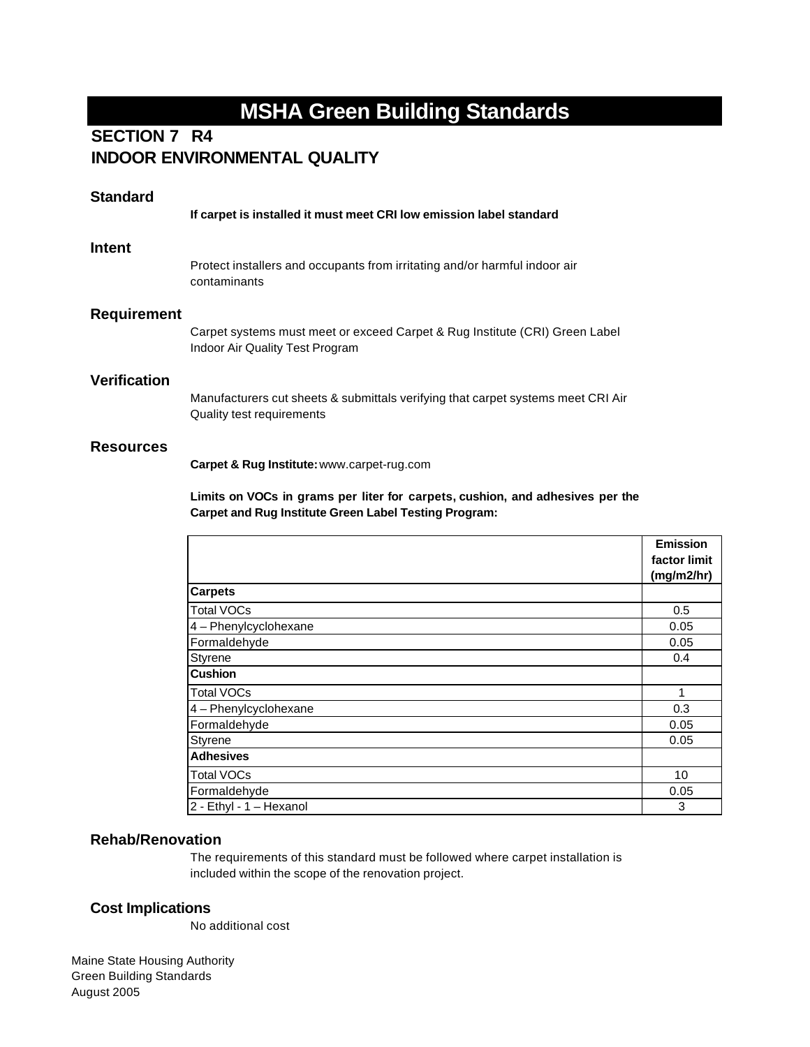# MSHA Green Building Standards

## SECTION 7 R4
## INDOOR ENVIRONMENTAL QUALITY

### Standard

**If carpet is installed it must meet CRI low emission label standard**

### Intent

Protect installers and occupants from irritating and/or harmful indoor air contaminants

### Requirement

Carpet systems must meet or exceed Carpet & Rug Institute (CRI) Green Label Indoor Air Quality Test Program

### Verification

Manufacturers cut sheets & submittals verifying that carpet systems meet CRI Air Quality test requirements

### Resources

**Carpet & Rug Institute:** www.carpet-rug.com

**Limits on VOCs in grams per liter for carpets, cushion, and adhesives per the Carpet and Rug Institute Green Label Testing Program:**

| | Emission factor limit (mg/m2/hr) |
|---|---|
| **Carpets** | |
| Total VOCs | 0.5 |
| 4 – Phenylcyclohexane | 0.05 |
| Formaldehyde | 0.05 |
| Styrene | 0.4 |
| **Cushion** | |
| Total VOCs | 1 |
| 4 – Phenylcyclohexane | 0.3 |
| Formaldehyde | 0.05 |
| Styrene | 0.05 |
| **Adhesives** | |
| Total VOCs | 10 |
| Formaldehyde | 0.05 |
| 2 - Ethyl - 1 – Hexanol | 3 |

### Rehab/Renovation

The requirements of this standard must be followed where carpet installation is included within the scope of the renovation project.

### Cost Implications

No additional cost

Maine State Housing Authority
Green Building Standards
August 2005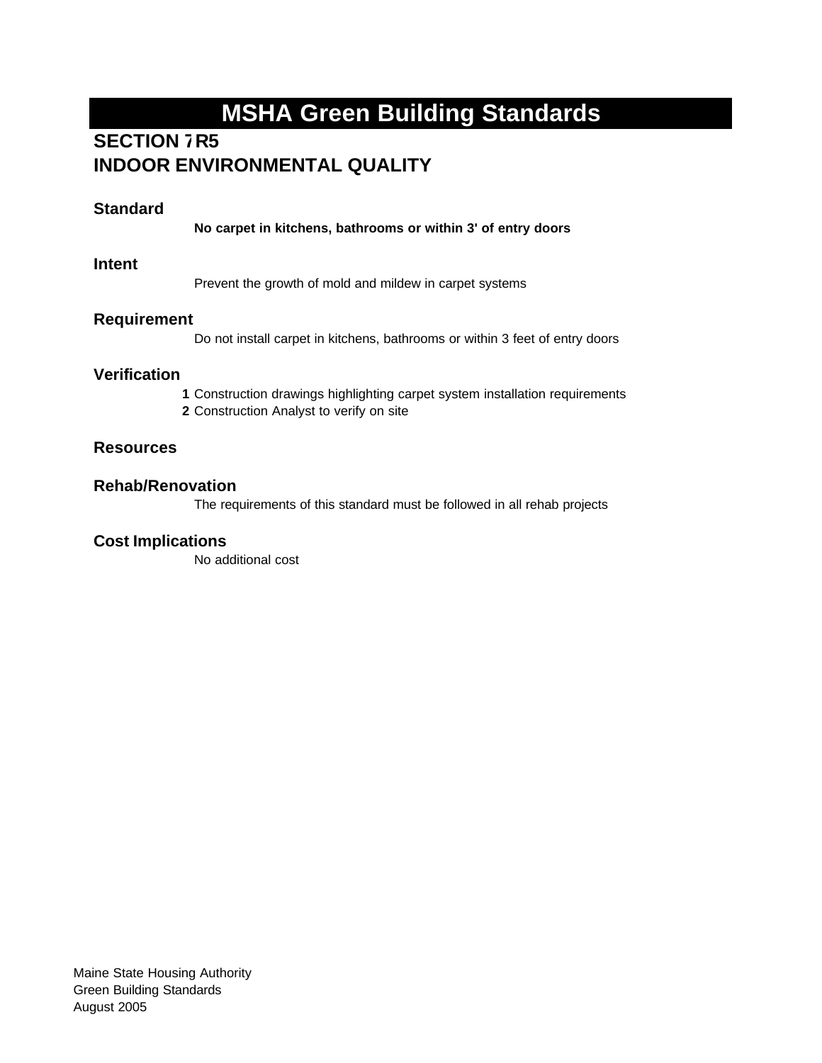# MSHA Green Building Standards

## SECTION 7 R5
## INDOOR ENVIRONMENTAL QUALITY

### Standard

**No carpet in kitchens, bathrooms or within 3' of entry doors**

### Intent

Prevent the growth of mold and mildew in carpet systems

### Requirement

Do not install carpet in kitchens, bathrooms or within 3 feet of entry doors

### Verification

**1** Construction drawings highlighting carpet system installation requirements
**2** Construction Analyst to verify on site

### Resources

### Rehab/Renovation

The requirements of this standard must be followed in all rehab projects

### Cost Implications

No additional cost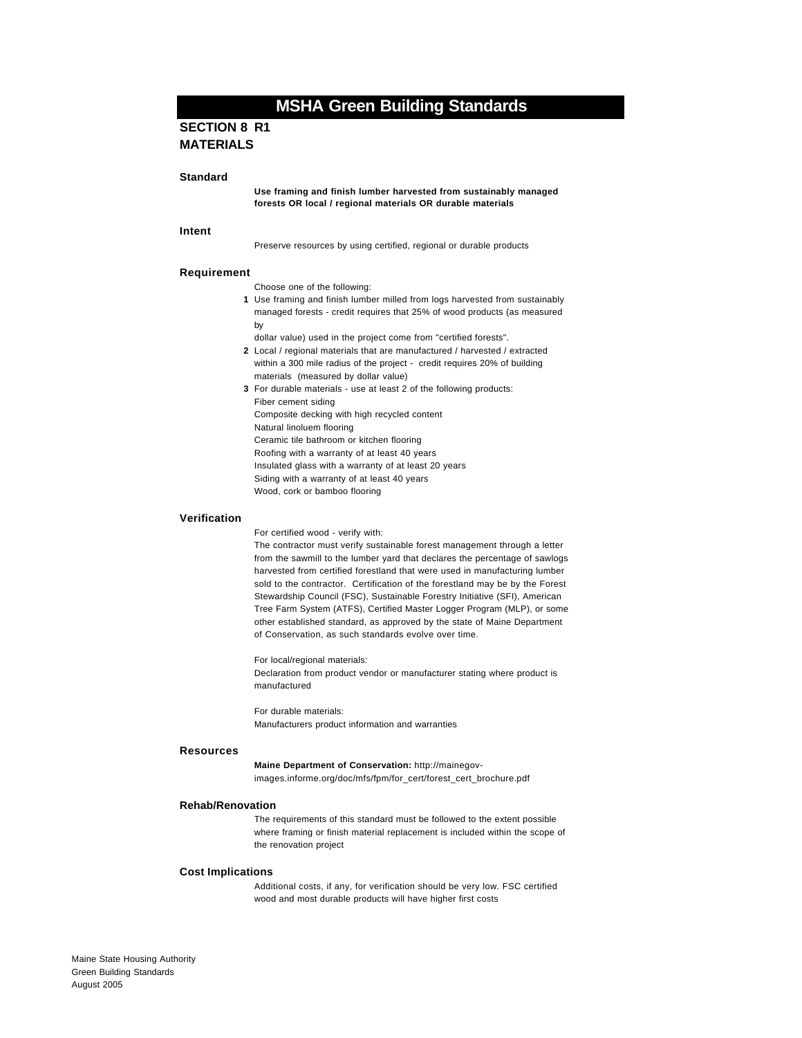# MSHA Green Building Standards

## SECTION 8 R1
## MATERIALS

### Standard

**Use framing and finish lumber harvested from sustainably managed forests OR local / regional materials OR durable materials**

### Intent

Preserve resources by using certified, regional or durable products

### Requirement

Choose one of the following:

1. Use framing and finish lumber milled from logs harvested from sustainably managed forests - credit requires that 25% of wood products (as measured by dollar value) used in the project come from "certified forests".
2. Local / regional materials that are manufactured / harvested / extracted within a 300 mile radius of the project - credit requires 20% of building materials (measured by dollar value)
3. For durable materials - use at least 2 of the following products:
   Fiber cement siding
   Composite decking with high recycled content
   Natural linoluem flooring
   Ceramic tile bathroom or kitchen flooring
   Roofing with a warranty of at least 40 years
   Insulated glass with a warranty of at least 20 years
   Siding with a warranty of at least 40 years
   Wood, cork or bamboo flooring

### Verification

For certified wood - verify with:
The contractor must verify sustainable forest management through a letter from the sawmill to the lumber yard that declares the percentage of sawlogs harvested from certified forestland that were used in manufacturing lumber sold to the contractor. Certification of the forestland may be by the Forest Stewardship Council (FSC), Sustainable Forestry Initiative (SFI), American Tree Farm System (ATFS), Certified Master Logger Program (MLP), or some other established standard, as approved by the state of Maine Department of Conservation, as such standards evolve over time.

For local/regional materials:
Declaration from product vendor or manufacturer stating where product is manufactured

For durable materials:
Manufacturers product information and warranties

### Resources

**Maine Department of Conservation:** http://mainegov-images.informe.org/doc/mfs/fpm/for_cert/forest_cert_brochure.pdf

### Rehab/Renovation

The requirements of this standard must be followed to the extent possible where framing or finish material replacement is included within the scope of the renovation project

### Cost Implications

Additional costs, if any, for verification should be very low. FSC certified wood and most durable products will have higher first costs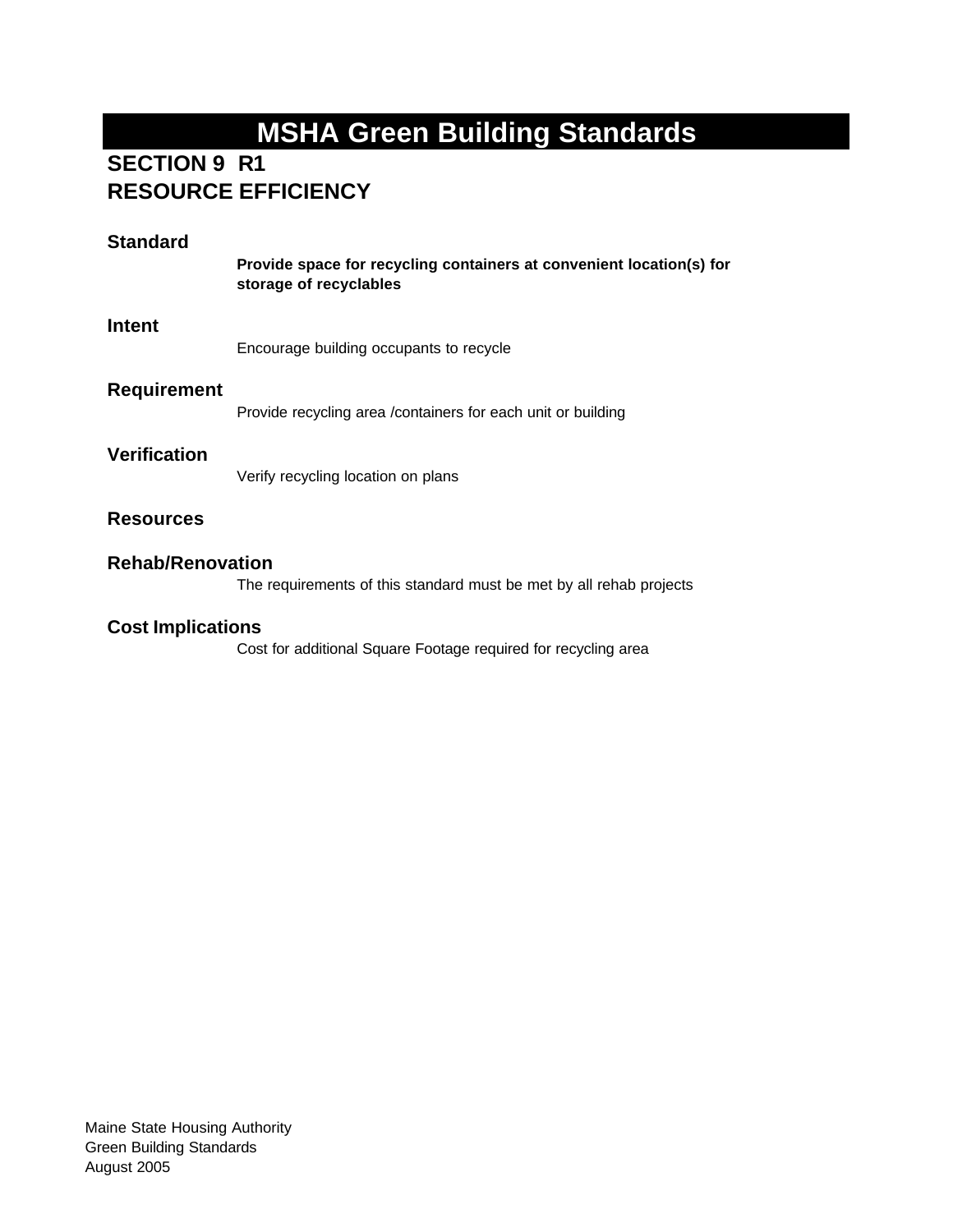# MSHA Green Building Standards

## SECTION 9 R1
## RESOURCE EFFICIENCY

### Standard

**Provide space for recycling containers at convenient location(s) for storage of recyclables**

### Intent

Encourage building occupants to recycle

### Requirement

Provide recycling area /containers for each unit or building

### Verification

Verify recycling location on plans

### Resources

### Rehab/Renovation

The requirements of this standard must be met by all rehab projects

### Cost Implications

Cost for additional Square Footage required for recycling area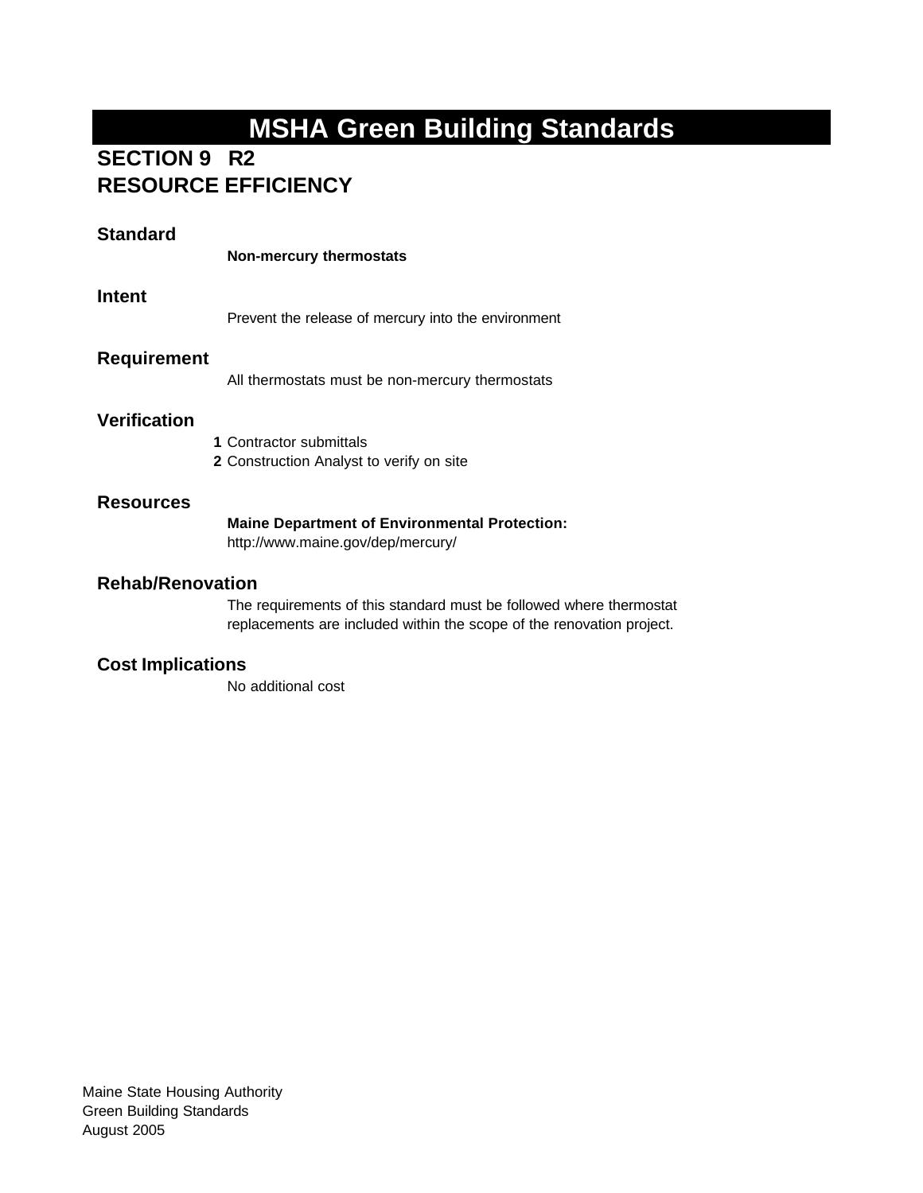# MSHA Green Building Standards

## SECTION 9 R2
## RESOURCE EFFICIENCY

### Standard

**Non-mercury thermostats**

### Intent

Prevent the release of mercury into the environment

### Requirement

All thermostats must be non-mercury thermostats

### Verification

1. Contractor submittals
2. Construction Analyst to verify on site

### Resources

**Maine Department of Environmental Protection:**
http://www.maine.gov/dep/mercury/

### Rehab/Renovation

The requirements of this standard must be followed where thermostat replacements are included within the scope of the renovation project.

### Cost Implications

No additional cost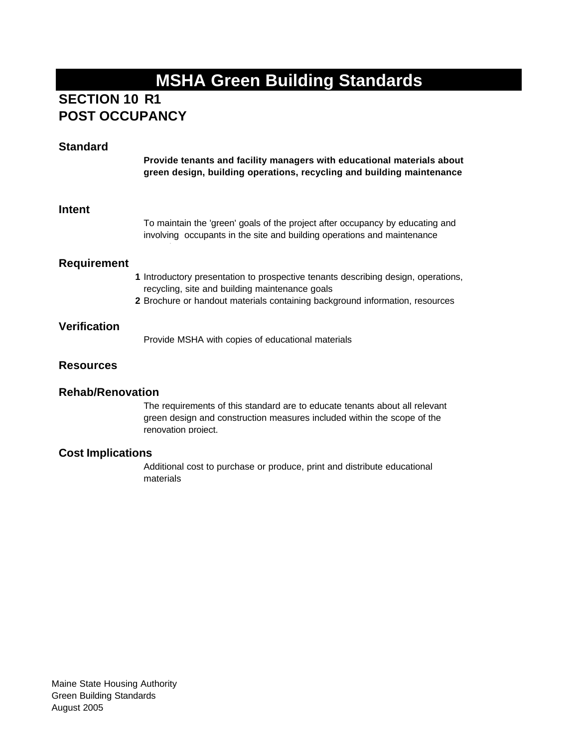# MSHA Green Building Standards

## SECTION 10 R1
## POST OCCUPANCY

### Standard

**Provide tenants and facility managers with educational materials about green design, building operations, recycling and building maintenance**

### Intent

To maintain the 'green' goals of the project after occupancy by educating and involving occupants in the site and building operations and maintenance

### Requirement

1. Introductory presentation to prospective tenants describing design, operations, recycling, site and building maintenance goals
2. Brochure or handout materials containing background information, resources

### Verification

Provide MSHA with copies of educational materials

### Resources

### Rehab/Renovation

The requirements of this standard are to educate tenants about all relevant green design and construction measures included within the scope of the renovation project.

### Cost Implications

Additional cost to purchase or produce, print and distribute educational materials

Maine State Housing Authority
Green Building Standards
August 2005